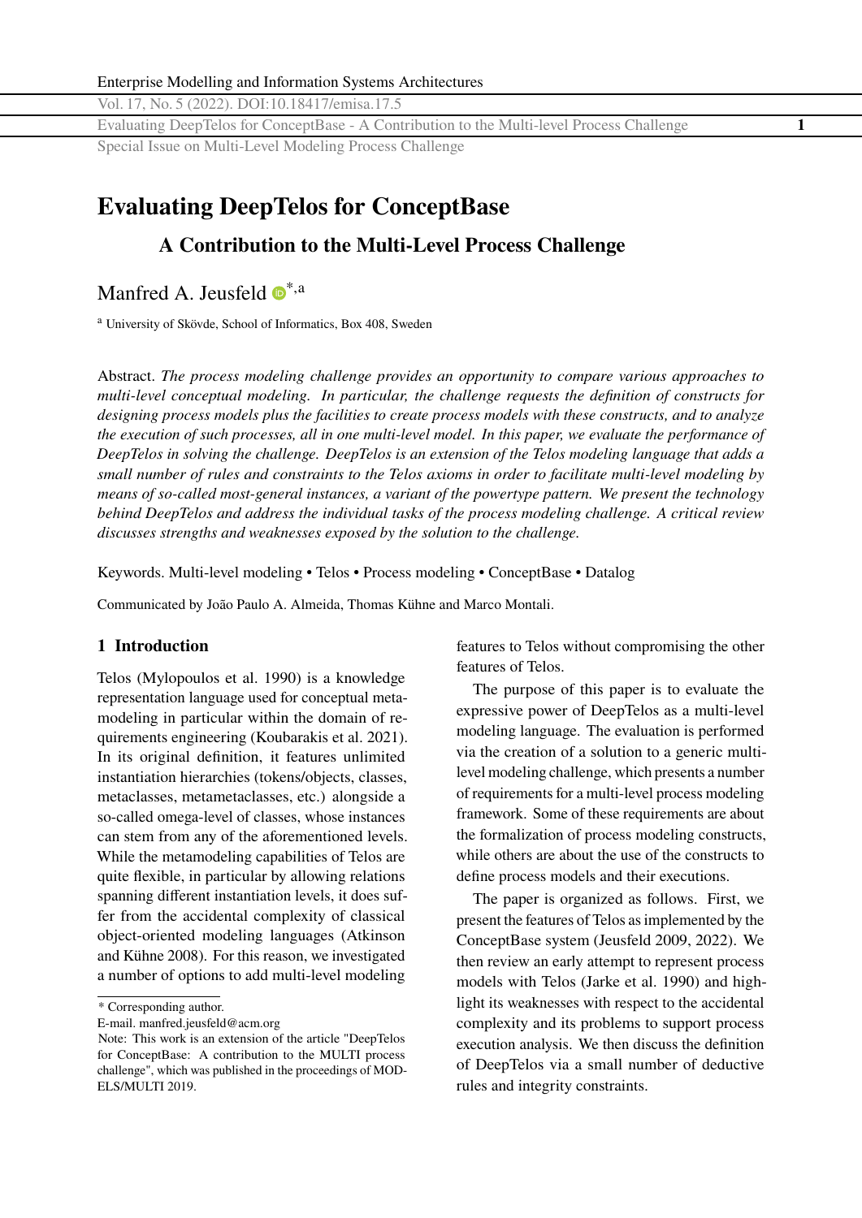# Evaluating DeepTelos for ConceptBase

## A Contribution to the Multi-Level Process Challenge

Manfred A. Jeusfeld [*,a]

[a] University of Skövde, School of Informatics, Box 408, Sweden

Abstract. *The process modeling challenge provides an opportunity to compare various approaches to multi-level conceptual modeling. In particular, the challenge requests the definition of constructs for designing process models plus the facilities to create process models with these constructs, and to analyze the execution of such processes, all in one multi-level model. In this paper, we evaluate the performance of DeepTelos in solving the challenge. DeepTelos is an extension of the Telos modeling language that adds a small number of rules and constraints to the Telos axioms in order to facilitate multi-level modeling by means of so-called most-general instances, a variant of the powertype pattern. We present the technology behind DeepTelos and address the individual tasks of the process modeling challenge. A critical review discusses strengths and weaknesses exposed by the solution to the challenge.*

Keywords. Multi-level modeling • Telos • Process modeling • ConceptBase • Datalog

Communicated by João Paulo A. Almeida, Thomas Kühne and Marco Montali.

## 1 Introduction

Telos (Mylopoulos et al. 1990) is a knowledge representation language used for conceptual metamodeling in particular within the domain of requirements engineering (Koubarakis et al. 2021). In its original definition, it features unlimited instantiation hierarchies (tokens/objects, classes, metaclasses, metametaclasses, etc.) alongside a so-called omega-level of classes, whose instances can stem from any of the aforementioned levels. While the metamodeling capabilities of Telos are quite flexible, in particular by allowing relations spanning different instantiation levels, it does suffer from the accidental complexity of classical object-oriented modeling languages (Atkinson and Kühne 2008). For this reason, we investigated a number of options to add multi-level modeling features to Telos without compromising the other features of Telos.

The purpose of this paper is to evaluate the expressive power of DeepTelos as a multi-level modeling language. The evaluation is performed via the creation of a solution to a generic multi-level modeling challenge, which presents a number of requirements for a multi-level process modeling framework. Some of these requirements are about the formalization of process modeling constructs, while others are about the use of the constructs to define process models and their executions.

The paper is organized as follows. First, we present the features of Telos as implemented by the ConceptBase system (Jeusfeld 2009, 2022). We then review an early attempt to represent process models with Telos (Jarke et al. 1990) and highlight its weaknesses with respect to the accidental complexity and its problems to support process execution analysis. We then discuss the definition of DeepTelos via a small number of deductive rules and integrity constraints.

---

\* Corresponding author.
E-mail. manfred.jeusfeld@acm.org
Note: This work is an extension of the article "DeepTelos for ConceptBase: A contribution to the MULTI process challenge", which was published in the proceedings of MODELS/MULTI 2019.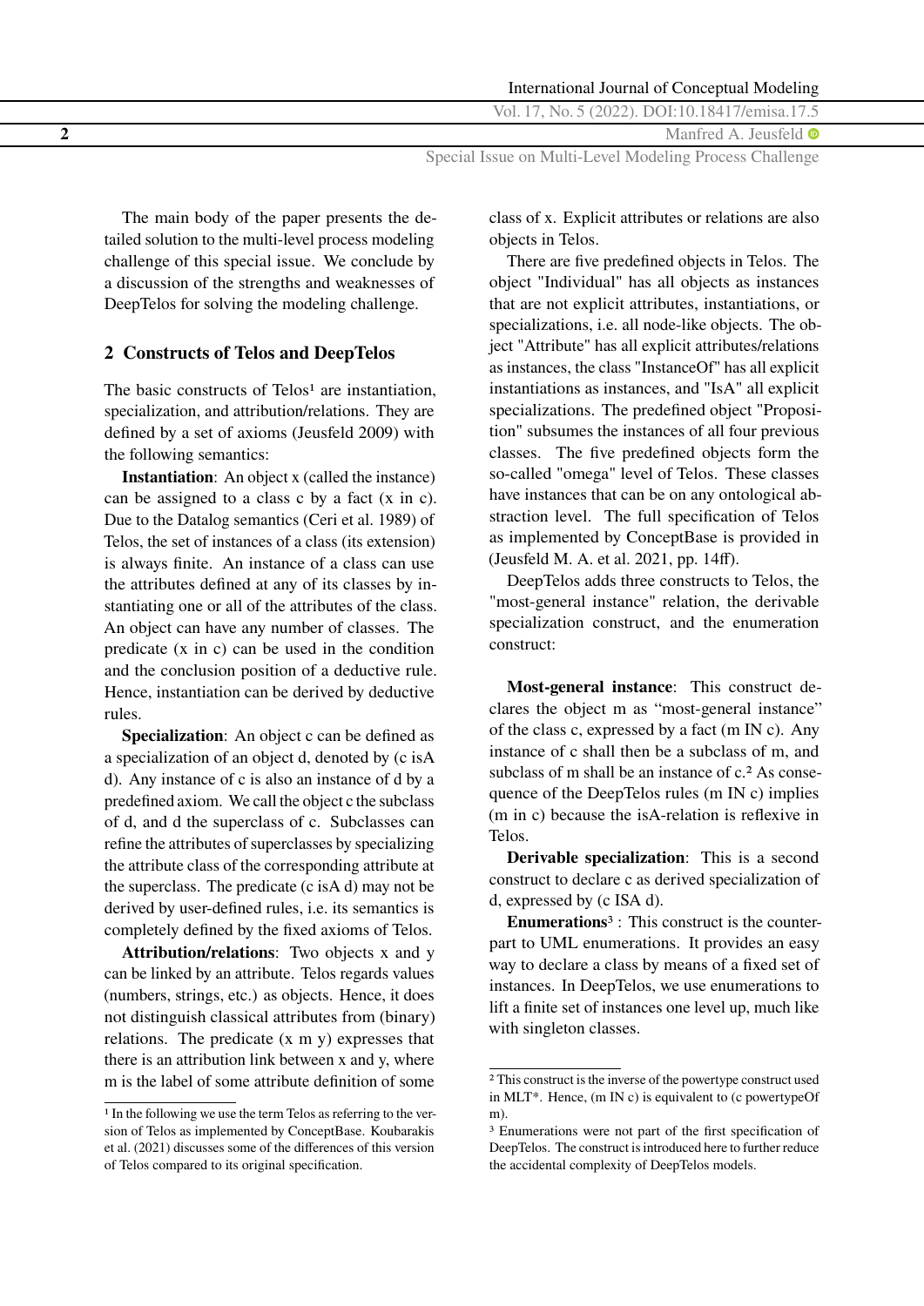The main body of the paper presents the detailed solution to the multi-level process modeling challenge of this special issue. We conclude by a discussion of the strengths and weaknesses of DeepTelos for solving the modeling challenge.

## 2 Constructs of Telos and DeepTelos

The basic constructs of Telos[1] are instantiation, specialization, and attribution/relations. They are defined by a set of axioms (Jeusfeld 2009) with the following semantics:

**Instantiation**: An object x (called the instance) can be assigned to a class c by a fact (x in c). Due to the Datalog semantics (Ceri et al. 1989) of Telos, the set of instances of a class (its extension) is always finite. An instance of a class can use the attributes defined at any of its classes by instantiating one or all of the attributes of the class. An object can have any number of classes. The predicate (x in c) can be used in the condition and the conclusion position of a deductive rule. Hence, instantiation can be derived by deductive rules.

**Specialization**: An object c can be defined as a specialization of an object d, denoted by (c isA d). Any instance of c is also an instance of d by a predefined axiom. We call the object c the subclass of d, and d the superclass of c. Subclasses can refine the attributes of superclasses by specializing the attribute class of the corresponding attribute at the superclass. The predicate (c isA d) may not be derived by user-defined rules, i.e. its semantics is completely defined by the fixed axioms of Telos.

**Attribution/relations**: Two objects x and y can be linked by an attribute. Telos regards values (numbers, strings, etc.) as objects. Hence, it does not distinguish classical attributes from (binary) relations. The predicate (x m y) expresses that there is an attribution link between x and y, where m is the label of some attribute definition of some class of x. Explicit attributes or relations are also objects in Telos.

There are five predefined objects in Telos. The object "Individual" has all objects as instances that are not explicit attributes, instantiations, or specializations, i.e. all node-like objects. The object "Attribute" has all explicit attributes/relations as instances, the class "InstanceOf" has all explicit instantiations as instances, and "IsA" all explicit specializations. The predefined object "Proposition" subsumes the instances of all four previous classes. The five predefined objects form the so-called "omega" level of Telos. These classes have instances that can be on any ontological abstraction level. The full specification of Telos as implemented by ConceptBase is provided in (Jeusfeld M. A. et al. 2021, pp. 14ff).

DeepTelos adds three constructs to Telos, the "most-general instance" relation, the derivable specialization construct, and the enumeration construct:

**Most-general instance**: This construct declares the object m as "most-general instance" of the class c, expressed by a fact (m IN c). Any instance of c shall then be a subclass of m, and subclass of m shall be an instance of c.[2] As consequence of the DeepTelos rules (m IN c) implies (m in c) because the isA-relation is reflexive in Telos.

**Derivable specialization**: This is a second construct to declare c as derived specialization of d, expressed by (c ISA d).

**Enumerations**[3] : This construct is the counterpart to UML enumerations. It provides an easy way to declare a class by means of a fixed set of instances. In DeepTelos, we use enumerations to lift a finite set of instances one level up, much like with singleton classes.

---

[1] In the following we use the term Telos as referring to the version of Telos as implemented by ConceptBase. Koubarakis et al. (2021) discusses some of the differences of this version of Telos compared to its original specification.

[2] This construct is the inverse of the powertype construct used in MLT*. Hence, (m IN c) is equivalent to (c powertypeOf m).

[3] Enumerations were not part of the first specification of DeepTelos. The construct is introduced here to further reduce the accidental complexity of DeepTelos models.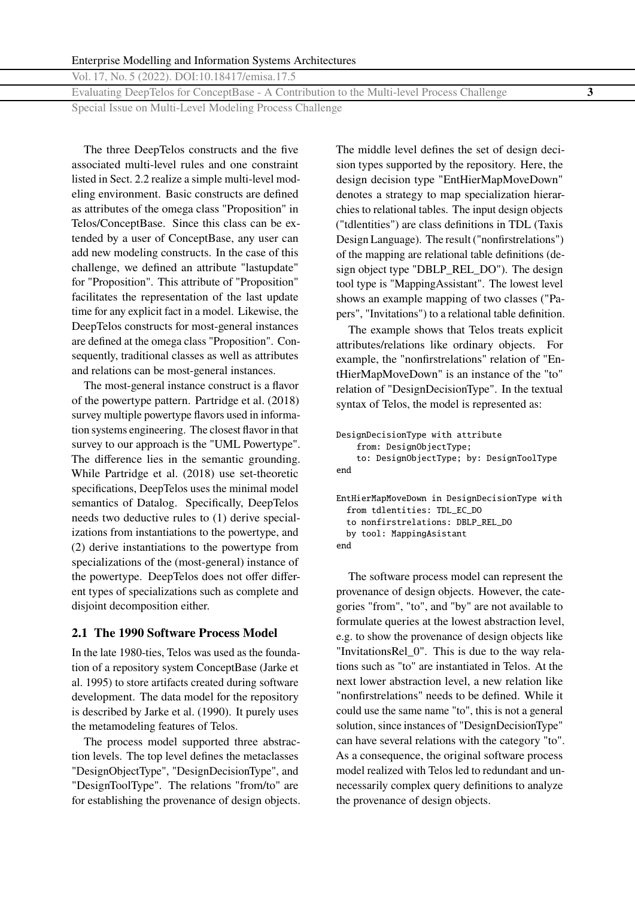The three DeepTelos constructs and the five associated multi-level rules and one constraint listed in Sect. 2.2 realize a simple multi-level modeling environment. Basic constructs are defined as attributes of the omega class "Proposition" in Telos/ConceptBase. Since this class can be extended by a user of ConceptBase, any user can add new modeling constructs. In the case of this challenge, we defined an attribute "lastupdate" for "Proposition". This attribute of "Proposition" facilitates the representation of the last update time for any explicit fact in a model. Likewise, the DeepTelos constructs for most-general instances are defined at the omega class "Proposition". Consequently, traditional classes as well as attributes and relations can be most-general instances.

The most-general instance construct is a flavor of the powertype pattern. Partridge et al. (2018) survey multiple powertype flavors used in information systems engineering. The closest flavor in that survey to our approach is the "UML Powertype". The difference lies in the semantic grounding. While Partridge et al. (2018) use set-theoretic specifications, DeepTelos uses the minimal model semantics of Datalog. Specifically, DeepTelos needs two deductive rules to (1) derive specializations from instantiations to the powertype, and (2) derive instantiations to the powertype from specializations of the (most-general) instance of the powertype. DeepTelos does not offer different types of specializations such as complete and disjoint decomposition either.

## 2.1 The 1990 Software Process Model

In the late 1980-ties, Telos was used as the foundation of a repository system ConceptBase (Jarke et al. 1995) to store artifacts created during software development. The data model for the repository is described by Jarke et al. (1990). It purely uses the metamodeling features of Telos.

The process model supported three abstraction levels. The top level defines the metaclasses "DesignObjectType", "DesignDecisionType", and "DesignToolType". The relations "from/to" are for establishing the provenance of design objects. The middle level defines the set of design decision types supported by the repository. Here, the design decision type "EntHierMapMoveDown" denotes a strategy to map specialization hierarchies to relational tables. The input design objects ("tdlentities") are class definitions in TDL (Taxis Design Language). The result ("nonfirstrelations") of the mapping are relational table definitions (design object type "DBLP_REL_DO"). The design tool type is "MappingAssistant". The lowest level shows an example mapping of two classes ("Papers", "Invitations") to a relational table definition.

The example shows that Telos treats explicit attributes/relations like ordinary objects. For example, the "nonfirstrelations" relation of "EntHierMapMoveDown" is an instance of the "to" relation of "DesignDecisionType". In the textual syntax of Telos, the model is represented as:

```
DesignDecisionType with attribute
    from: DesignObjectType;
    to: DesignObjectType; by: DesignToolType
end

EntHierMapMoveDown in DesignDecisionType with
  from tdlentities: TDL_EC_DO
  to nonfirstrelations: DBLP_REL_DO
  by tool: MappingAsistant
end
```

The software process model can represent the provenance of design objects. However, the categories "from", "to", and "by" are not available to formulate queries at the lowest abstraction level, e.g. to show the provenance of design objects like "InvitationsRel_0". This is due to the way relations such as "to" are instantiated in Telos. At the next lower abstraction level, a new relation like "nonfirstrelations" needs to be defined. While it could use the same name "to", this is not a general solution, since instances of "DesignDecisionType" can have several relations with the category "to". As a consequence, the original software process model realized with Telos led to redundant and unnecessarily complex query definitions to analyze the provenance of design objects.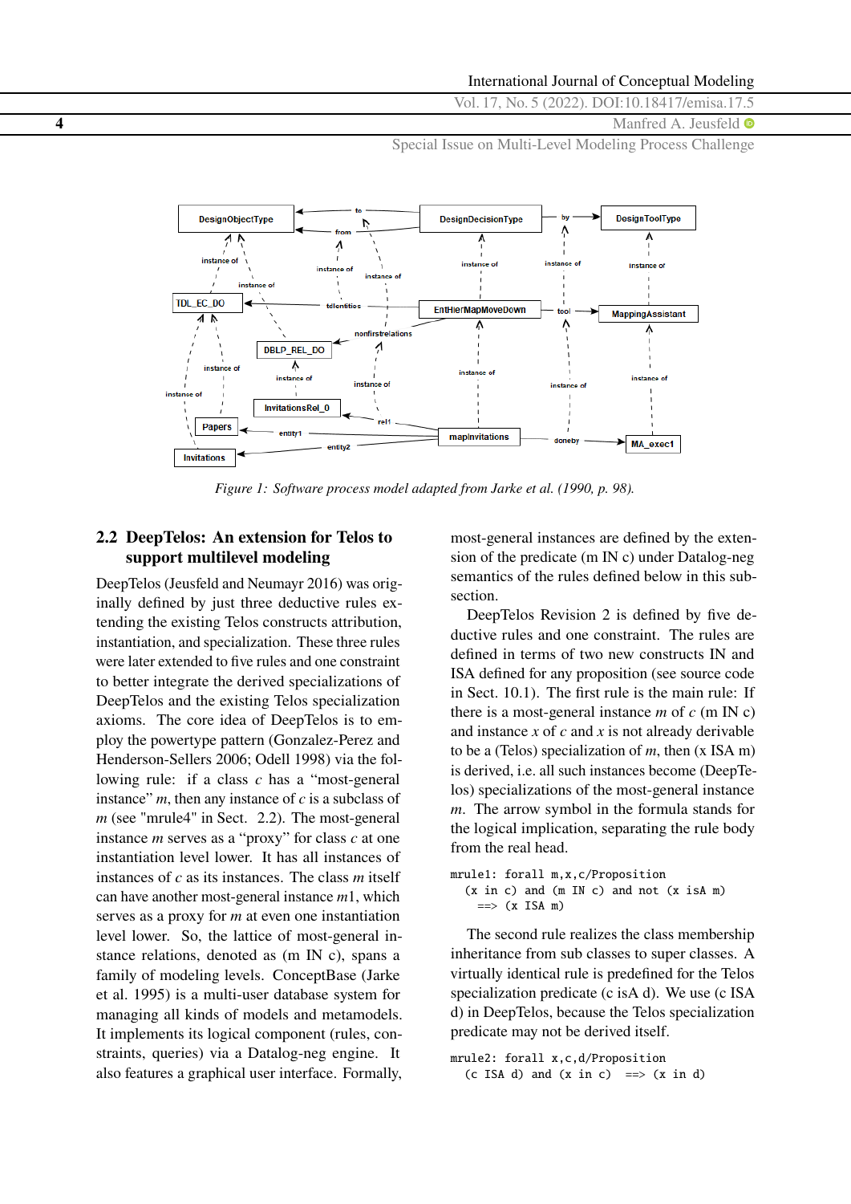Figure 1: Software process model adapted from Jarke et al. (1990, p. 98).

## 2.2 DeepTelos: An extension for Telos to support multilevel modeling

DeepTelos (Jeusfeld and Neumayr 2016) was originally defined by just three deductive rules extending the existing Telos constructs attribution, instantiation, and specialization. These three rules were later extended to five rules and one constraint to better integrate the derived specializations of DeepTelos and the existing Telos specialization axioms. The core idea of DeepTelos is to employ the powertype pattern (Gonzalez-Perez and Henderson-Sellers 2006; Odell 1998) via the following rule: if a class *c* has a "most-general instance" *m*, then any instance of *c* is a subclass of *m* (see "mrule4" in Sect. 2.2). The most-general instance *m* serves as a "proxy" for class *c* at one instantiation level lower. It has all instances of instances of *c* as its instances. The class *m* itself can have another most-general instance *m*1, which serves as a proxy for *m* at even one instantiation level lower. So, the lattice of most-general instance relations, denoted as (m IN c), spans a family of modeling levels. ConceptBase (Jarke et al. 1995) is a multi-user database system for managing all kinds of models and metamodels. It implements its logical component (rules, constraints, queries) via a Datalog-neg engine. It also features a graphical user interface. Formally, most-general instances are defined by the extension of the predicate (m IN c) under Datalog-neg semantics of the rules defined below in this subsection.

DeepTelos Revision 2 is defined by five deductive rules and one constraint. The rules are defined in terms of two new constructs IN and ISA defined for any proposition (see source code in Sect. 10.1). The first rule is the main rule: If there is a most-general instance *m* of *c* (m IN c) and instance *x* of *c* and *x* is not already derivable to be a (Telos) specialization of *m*, then (x ISA m) is derived, i.e. all such instances become (DeepTelos) specializations of the most-general instance *m*. The arrow symbol in the formula stands for the logical implication, separating the rule body from the real head.

```
mrule1: forall m,x,c/Proposition
  (x in c) and (m IN c) and not (x isA m)
    ==> (x ISA m)
```

The second rule realizes the class membership inheritance from sub classes to super classes. A virtually identical rule is predefined for the Telos specialization predicate (c isA d). We use (c ISA d) in DeepTelos, because the Telos specialization predicate may not be derived itself.

```
mrule2: forall x,c,d/Proposition
  (c ISA d) and (x in c)  ==> (x in d)
```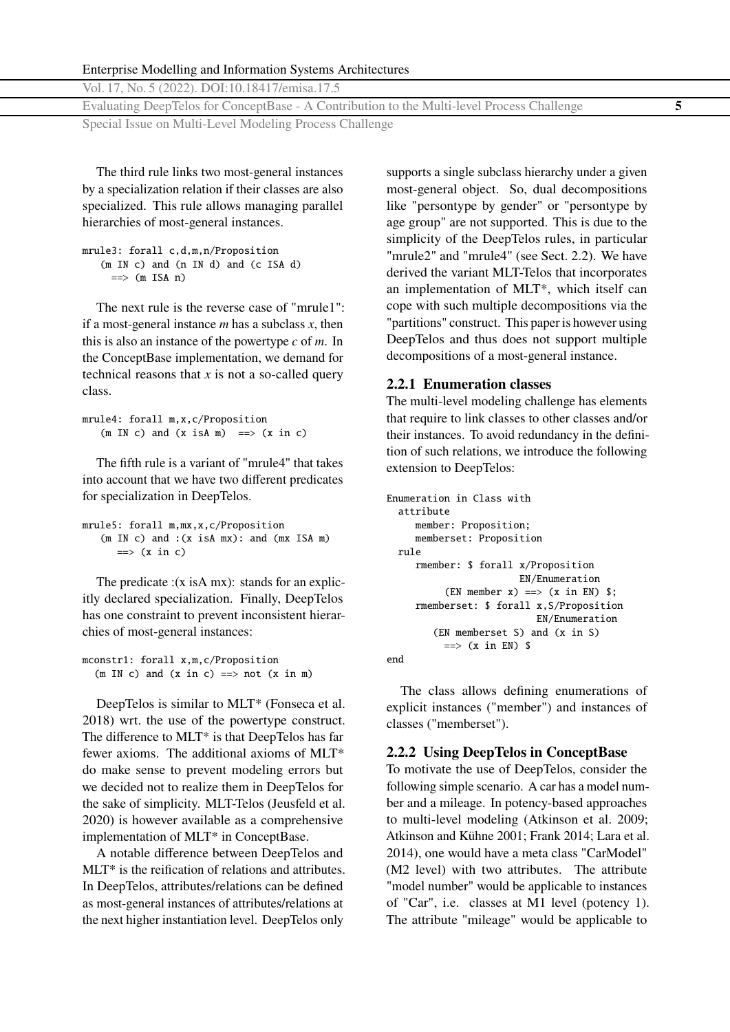The third rule links two most-general instances by a specialization relation if their classes are also specialized. This rule allows managing parallel hierarchies of most-general instances.

```
mrule3: forall c,d,m,n/Proposition
   (m IN c) and (n IN d) and (c ISA d)
     ==> (m ISA n)
```

The next rule is the reverse case of "mrule1": if a most-general instance *m* has a subclass *x*, then this is also an instance of the powertype *c* of *m*. In the ConceptBase implementation, we demand for technical reasons that *x* is not a so-called query class.

```
mrule4: forall m,x,c/Proposition
   (m IN c) and (x isA m)  ==> (x in c)
```

The fifth rule is a variant of "mrule4" that takes into account that we have two different predicates for specialization in DeepTelos.

```
mrule5: forall m,mx,x,c/Proposition
   (m IN c) and :(x isA mx): and (mx ISA m)
      ==> (x in c)
```

The predicate :(x isA mx): stands for an explicitly declared specialization. Finally, DeepTelos has one constraint to prevent inconsistent hierarchies of most-general instances:

```
mconstr1: forall x,m,c/Proposition
  (m IN c) and (x in c) ==> not (x in m)
```

DeepTelos is similar to MLT* (Fonseca et al. 2018) wrt. the use of the powertype construct. The difference to MLT* is that DeepTelos has far fewer axioms. The additional axioms of MLT* do make sense to prevent modeling errors but we decided not to realize them in DeepTelos for the sake of simplicity. MLT-Telos (Jeusfeld et al. 2020) is however available as a comprehensive implementation of MLT* in ConceptBase.

A notable difference between DeepTelos and MLT* is the reification of relations and attributes. In DeepTelos, attributes/relations can be defined as most-general instances of attributes/relations at the next higher instantiation level. DeepTelos only supports a single subclass hierarchy under a given most-general object. So, dual decompositions like "persontype by gender" or "persontype by age group" are not supported. This is due to the simplicity of the DeepTelos rules, in particular "mrule2" and "mrule4" (see Sect. 2.2). We have derived the variant MLT-Telos that incorporates an implementation of MLT*, which itself can cope with such multiple decompositions via the "partitions" construct. This paper is however using DeepTelos and thus does not support multiple decompositions of a most-general instance.

### 2.2.1 Enumeration classes

The multi-level modeling challenge has elements that require to link classes to other classes and/or their instances. To avoid redundancy in the definition of such relations, we introduce the following extension to DeepTelos:

```
Enumeration in Class with
  attribute
     member: Proposition;
     memberset: Proposition
  rule
     rmember: $ forall x/Proposition
                     EN/Enumeration
          (EN member x) ==> (x in EN) $;
     rmemberset: $ forall x,S/Proposition
                        EN/Enumeration
        (EN memberset S) and (x in S)
          ==> (x in EN) $
end
```

The class allows defining enumerations of explicit instances ("member") and instances of classes ("memberset").

### 2.2.2 Using DeepTelos in ConceptBase

To motivate the use of DeepTelos, consider the following simple scenario. A car has a model number and a mileage. In potency-based approaches to multi-level modeling (Atkinson et al. 2009; Atkinson and Kühne 2001; Frank 2014; Lara et al. 2014), one would have a meta class "CarModel" (M2 level) with two attributes. The attribute "model number" would be applicable to instances of "Car", i.e. classes at M1 level (potency 1). The attribute "mileage" would be applicable to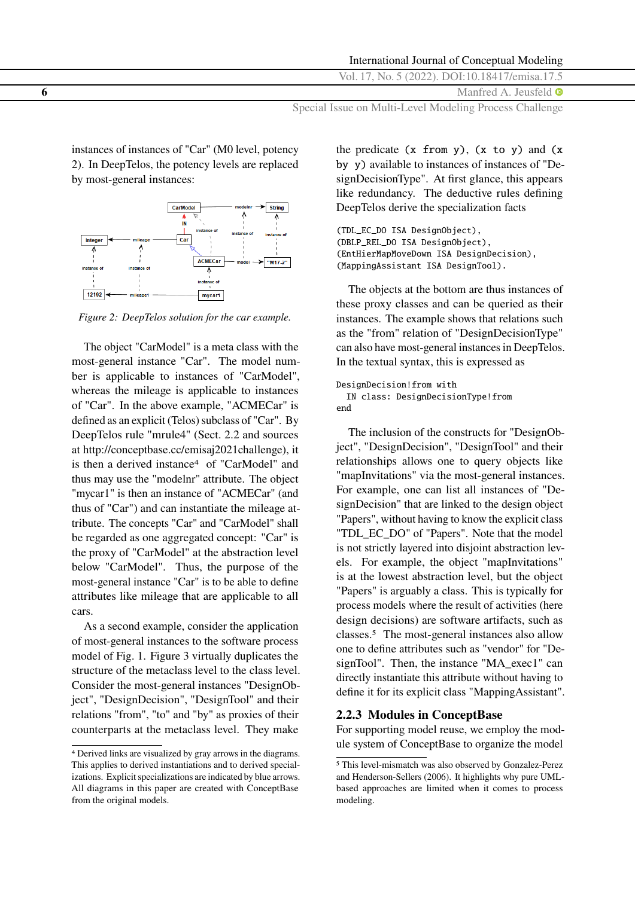instances of instances of "Car" (M0 level, potency 2). In DeepTelos, the potency levels are replaced by most-general instances:

*Figure 2: DeepTelos solution for the car example.*

The object "CarModel" is a meta class with the most-general instance "Car". The model number is applicable to instances of "CarModel", whereas the mileage is applicable to instances of "Car". In the above example, "ACMECar" is defined as an explicit (Telos) subclass of "Car". By DeepTelos rule "mrule4" (Sect. 2.2 and sources at http://conceptbase.cc/emisaj2021challenge), it is then a derived instance[4] of "CarModel" and thus may use the "modelnr" attribute. The object "mycar1" is then an instance of "ACMECar" (and thus of "Car") and can instantiate the mileage attribute. The concepts "Car" and "CarModel" shall be regarded as one aggregated concept: "Car" is the proxy of "CarModel" at the abstraction level below "CarModel". Thus, the purpose of the most-general instance "Car" is to be able to define attributes like mileage that are applicable to all cars.

As a second example, consider the application of most-general instances to the software process model of Fig. 1. Figure 3 virtually duplicates the structure of the metaclass level to the class level. Consider the most-general instances "DesignObject", "DesignDecision", "DesignTool" and their relations "from", "to" and "by" as proxies of their counterparts at the metaclass level. They make the predicate `(x from y)`, `(x to y)` and `(x by y)` available to instances of instances of "DesignDecisionType". At first glance, this appears like redundancy. The deductive rules defining DeepTelos derive the specialization facts

```
(TDL_EC_DO ISA DesignObject),
(DBLP_REL_DO ISA DesignObject),
(EntHierMapMoveDown ISA DesignDecision),
(MappingAssistant ISA DesignTool).
```

The objects at the bottom are thus instances of these proxy classes and can be queried as their instances. The example shows that relations such as the "from" relation of "DesignDecisionType" can also have most-general instances in DeepTelos. In the textual syntax, this is expressed as

```
DesignDecision!from with
  IN class: DesignDecisionType!from
end
```

The inclusion of the constructs for "DesignObject", "DesignDecision", "DesignTool" and their relationships allows one to query objects like "mapInvitations" via the most-general instances. For example, one can list all instances of "DesignDecision" that are linked to the design object "Papers", without having to know the explicit class "TDL_EC_DO" of "Papers". Note that the model is not strictly layered into disjoint abstraction levels. For example, the object "mapInvitations" is at the lowest abstraction level, but the object "Papers" is arguably a class. This is typically for process models where the result of activities (here design decisions) are software artifacts, such as classes.[5] The most-general instances also allow one to define attributes such as "vendor" for "DesignTool". Then, the instance "MA_exec1" can directly instantiate this attribute without having to define it for its explicit class "MappingAssistant".

### 2.2.3 Modules in ConceptBase

For supporting model reuse, we employ the module system of ConceptBase to organize the model

---

[4] Derived links are visualized by gray arrows in the diagrams. This applies to derived instantiations and to derived specializations. Explicit specializations are indicated by blue arrows. All diagrams in this paper are created with ConceptBase from the original models.

[5] This level-mismatch was also observed by Gonzalez-Perez and Henderson-Sellers (2006). It highlights why pure UML-based approaches are limited when it comes to process modeling.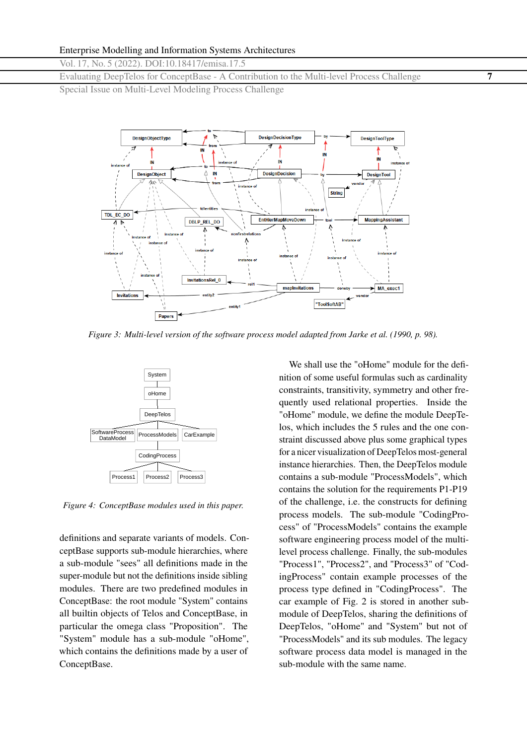*Figure 3: Multi-level version of the software process model adapted from Jarke et al. (1990, p. 98).*

*Figure 4: ConceptBase modules used in this paper.*

definitions and separate variants of models. ConceptBase supports sub-module hierarchies, where a sub-module "sees" all definitions made in the super-module but not the definitions inside sibling modules. There are two predefined modules in ConceptBase: the root module "System" contains all builtin objects of Telos and ConceptBase, in particular the omega class "Proposition". The "System" module has a sub-module "oHome", which contains the definitions made by a user of ConceptBase.

We shall use the "oHome" module for the definition of some useful formulas such as cardinality constraints, transitivity, symmetry and other frequently used relational properties. Inside the "oHome" module, we define the module DeepTelos, which includes the 5 rules and the one constraint discussed above plus some graphical types for a nicer visualization of DeepTelos most-general instance hierarchies. Then, the DeepTelos module contains a sub-module "ProcessModels", which contains the solution for the requirements P1-P19 of the challenge, i.e. the constructs for defining process models. The sub-module "CodingProcess" of "ProcessModels" contains the example software engineering process model of the multi-level process challenge. Finally, the sub-modules "Process1", "Process2", and "Process3" of "CodingProcess" contain example processes of the process type defined in "CodingProcess". The car example of Fig. 2 is stored in another sub-module of DeepTelos, sharing the definitions of DeepTelos, "oHome" and "System" but not of "ProcessModels" and its sub modules. The legacy software process data model is managed in the sub-module with the same name.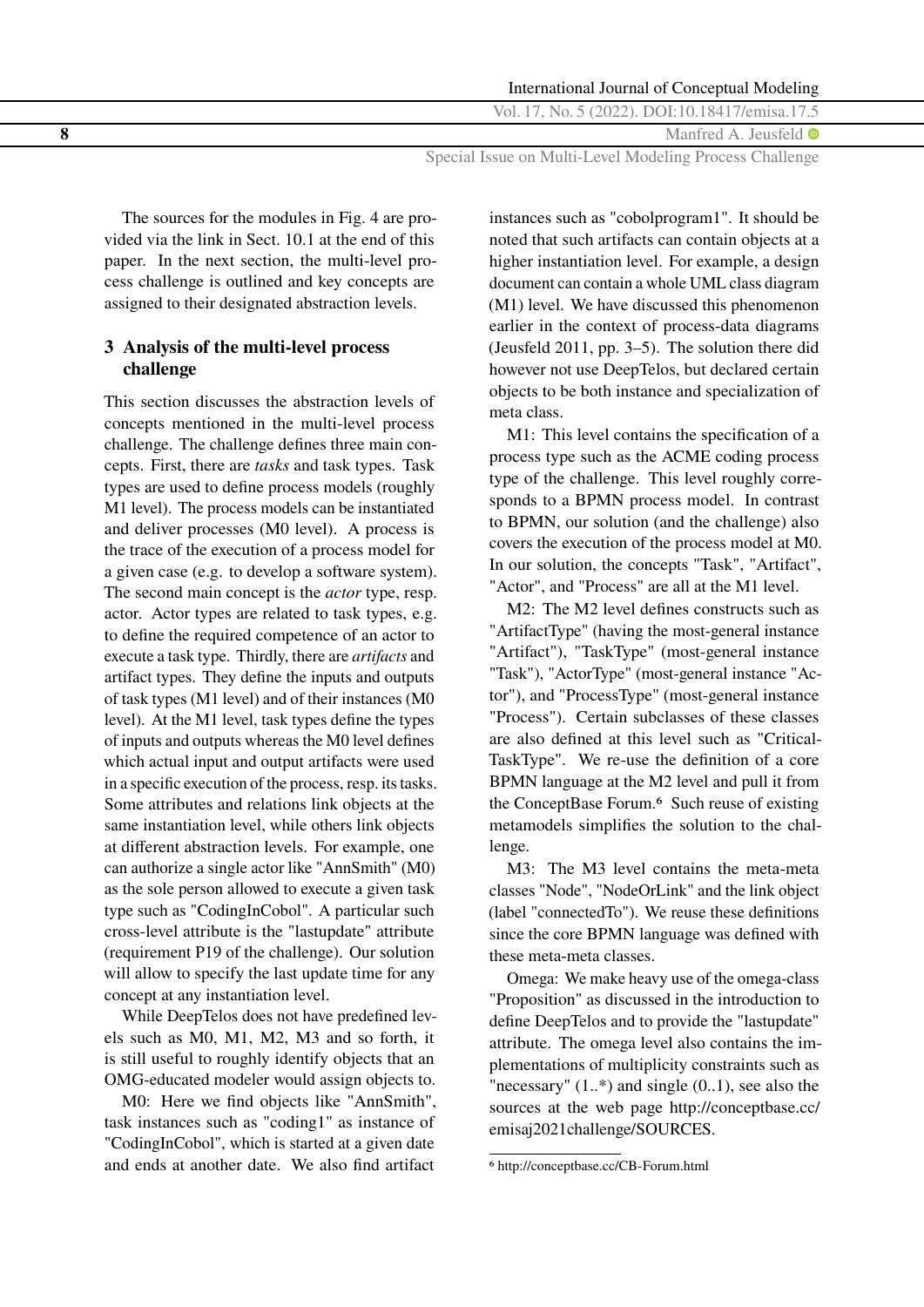The sources for the modules in Fig. 4 are provided via the link in Sect. 10.1 at the end of this paper. In the next section, the multi-level process challenge is outlined and key concepts are assigned to their designated abstraction levels.

## 3 Analysis of the multi-level process challenge

This section discusses the abstraction levels of concepts mentioned in the multi-level process challenge. The challenge defines three main concepts. First, there are *tasks* and task types. Task types are used to define process models (roughly M1 level). The process models can be instantiated and deliver processes (M0 level). A process is the trace of the execution of a process model for a given case (e.g. to develop a software system). The second main concept is the *actor* type, resp. actor. Actor types are related to task types, e.g. to define the required competence of an actor to execute a task type. Thirdly, there are *artifacts* and artifact types. They define the inputs and outputs of task types (M1 level) and of their instances (M0 level). At the M1 level, task types define the types of inputs and outputs whereas the M0 level defines which actual input and output artifacts were used in a specific execution of the process, resp. its tasks. Some attributes and relations link objects at the same instantiation level, while others link objects at different abstraction levels. For example, one can authorize a single actor like "AnnSmith" (M0) as the sole person allowed to execute a given task type such as "CodingInCobol". A particular such cross-level attribute is the "lastupdate" attribute (requirement P19 of the challenge). Our solution will allow to specify the last update time for any concept at any instantiation level.

While DeepTelos does not have predefined levels such as M0, M1, M2, M3 and so forth, it is still useful to roughly identify objects that an OMG-educated modeler would assign objects to.

M0: Here we find objects like "AnnSmith", task instances such as "coding1" as instance of "CodingInCobol", which is started at a given date and ends at another date. We also find artifact instances such as "cobolprogram1". It should be noted that such artifacts can contain objects at a higher instantiation level. For example, a design document can contain a whole UML class diagram (M1) level. We have discussed this phenomenon earlier in the context of process-data diagrams (Jeusfeld 2011, pp. 3–5). The solution there did however not use DeepTelos, but declared certain objects to be both instance and specialization of meta class.

M1: This level contains the specification of a process type such as the ACME coding process type of the challenge. This level roughly corresponds to a BPMN process model. In contrast to BPMN, our solution (and the challenge) also covers the execution of the process model at M0. In our solution, the concepts "Task", "Artifact", "Actor", and "Process" are all at the M1 level.

M2: The M2 level defines constructs such as "ArtifactType" (having the most-general instance "Artifact"), "TaskType" (most-general instance "Task"), "ActorType" (most-general instance "Actor"), and "ProcessType" (most-general instance "Process"). Certain subclasses of these classes are also defined at this level such as "CriticalTaskType". We re-use the definition of a core BPMN language at the M2 level and pull it from the ConceptBase Forum.[6] Such reuse of existing metamodels simplifies the solution to the challenge.

M3: The M3 level contains the meta-meta classes "Node", "NodeOrLink" and the link object (label "connectedTo"). We reuse these definitions since the core BPMN language was defined with these meta-meta classes.

Omega: We make heavy use of the omega-class "Proposition" as discussed in the introduction to define DeepTelos and to provide the "lastupdate" attribute. The omega level also contains the implementations of multiplicity constraints such as "necessary" (1..*) and single (0..1), see also the sources at the web page http://conceptbase.cc/emisaj2021challenge/SOURCES.

[6] http://conceptbase.cc/CB-Forum.html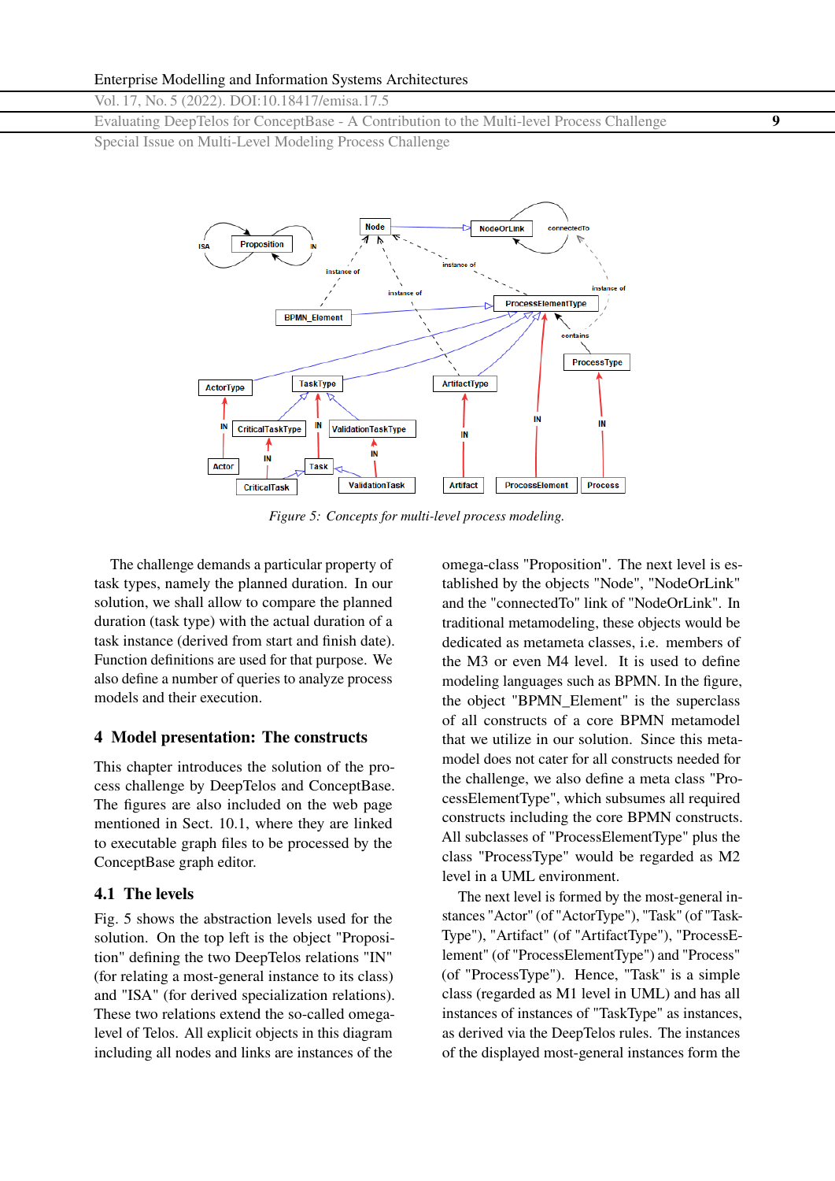Figure 5: Concepts for multi-level process modeling.

The challenge demands a particular property of task types, namely the planned duration. In our solution, we shall allow to compare the planned duration (task type) with the actual duration of a task instance (derived from start and finish date). Function definitions are used for that purpose. We also define a number of queries to analyze process models and their execution.

## 4 Model presentation: The constructs

This chapter introduces the solution of the process challenge by DeepTelos and ConceptBase. The figures are also included on the web page mentioned in Sect. 10.1, where they are linked to executable graph files to be processed by the ConceptBase graph editor.

### 4.1 The levels

Fig. 5 shows the abstraction levels used for the solution. On the top left is the object "Proposition" defining the two DeepTelos relations "IN" (for relating a most-general instance to its class) and "ISA" (for derived specialization relations). These two relations extend the so-called omega-level of Telos. All explicit objects in this diagram including all nodes and links are instances of the omega-class "Proposition". The next level is established by the objects "Node", "NodeOrLink" and the "connectedTo" link of "NodeOrLink". In traditional metamodeling, these objects would be dedicated as metameta classes, i.e. members of the M3 or even M4 level. It is used to define modeling languages such as BPMN. In the figure, the object "BPMN_Element" is the superclass of all constructs of a core BPMN metamodel that we utilize in our solution. Since this metamodel does not cater for all constructs needed for the challenge, we also define a meta class "ProcessElementType", which subsumes all required constructs including the core BPMN constructs. All subclasses of "ProcessElementType" plus the class "ProcessType" would be regarded as M2 level in a UML environment.

The next level is formed by the most-general instances "Actor" (of "ActorType"), "Task" (of "TaskType"), "Artifact" (of "ArtifactType"), "ProcessElement" (of "ProcessElementType") and "Process" (of "ProcessType"). Hence, "Task" is a simple class (regarded as M1 level in UML) and has all instances of instances of "TaskType" as instances, as derived via the DeepTelos rules. The instances of the displayed most-general instances form the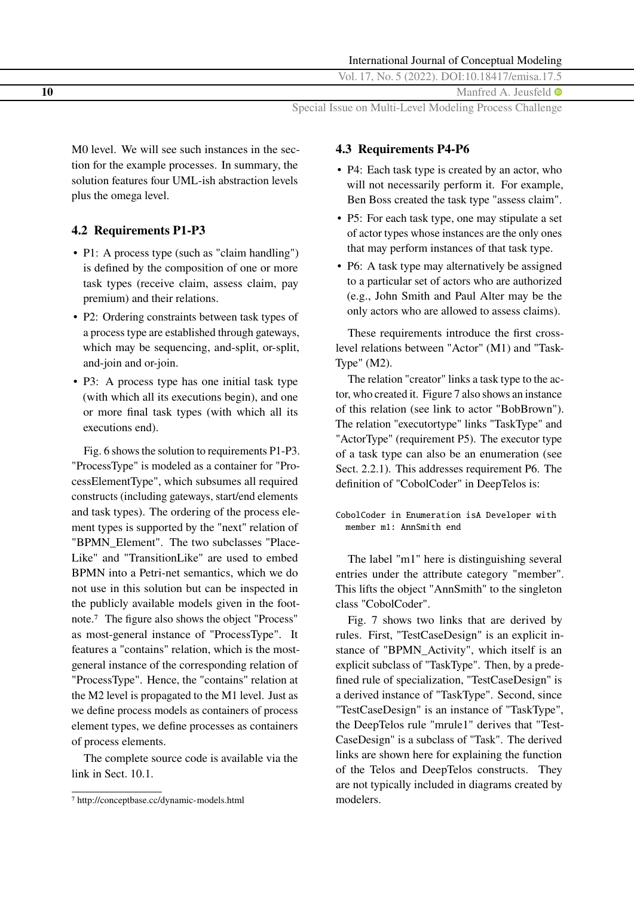M0 level. We will see such instances in the section for the example processes. In summary, the solution features four UML-ish abstraction levels plus the omega level.

### 4.2 Requirements P1-P3

- P1: A process type (such as "claim handling") is defined by the composition of one or more task types (receive claim, assess claim, pay premium) and their relations.
- P2: Ordering constraints between task types of a process type are established through gateways, which may be sequencing, and-split, or-split, and-join and or-join.
- P3: A process type has one initial task type (with which all its executions begin), and one or more final task types (with which all its executions end).

Fig. 6 shows the solution to requirements P1-P3. "ProcessType" is modeled as a container for "ProcessElementType", which subsumes all required constructs (including gateways, start/end elements and task types). The ordering of the process element types is supported by the "next" relation of "BPMN_Element". The two subclasses "PlaceLike" and "TransitionLike" are used to embed BPMN into a Petri-net semantics, which we do not use in this solution but can be inspected in the publicly available models given in the footnote.[7] The figure also shows the object "Process" as most-general instance of "ProcessType". It features a "contains" relation, which is the most-general instance of the corresponding relation of "ProcessType". Hence, the "contains" relation at the M2 level is propagated to the M1 level. Just as we define process models as containers of process element types, we define processes as containers of process elements.

The complete source code is available via the link in Sect. 10.1.

[7] http://conceptbase.cc/dynamic-models.html

### 4.3 Requirements P4-P6

- P4: Each task type is created by an actor, who will not necessarily perform it. For example, Ben Boss created the task type "assess claim".
- P5: For each task type, one may stipulate a set of actor types whose instances are the only ones that may perform instances of that task type.
- P6: A task type may alternatively be assigned to a particular set of actors who are authorized (e.g., John Smith and Paul Alter may be the only actors who are allowed to assess claims).

These requirements introduce the first cross-level relations between "Actor" (M1) and "TaskType" (M2).

The relation "creator" links a task type to the actor, who created it. Figure 7 also shows an instance of this relation (see link to actor "BobBrown"). The relation "executortype" links "TaskType" and "ActorType" (requirement P5). The executor type of a task type can also be an enumeration (see Sect. 2.2.1). This addresses requirement P6. The definition of "CobolCoder" in DeepTelos is:

```
CobolCoder in Enumeration isA Developer with
  member m1: AnnSmith end
```

The label "m1" here is distinguishing several entries under the attribute category "member". This lifts the object "AnnSmith" to the singleton class "CobolCoder".

Fig. 7 shows two links that are derived by rules. First, "TestCaseDesign" is an explicit instance of "BPMN_Activity", which itself is an explicit subclass of "TaskType". Then, by a predefined rule of specialization, "TestCaseDesign" is a derived instance of "TaskType". Second, since "TestCaseDesign" is an instance of "TaskType", the DeepTelos rule "mrule1" derives that "TestCaseDesign" is a subclass of "Task". The derived links are shown here for explaining the function of the Telos and DeepTelos constructs. They are not typically included in diagrams created by modelers.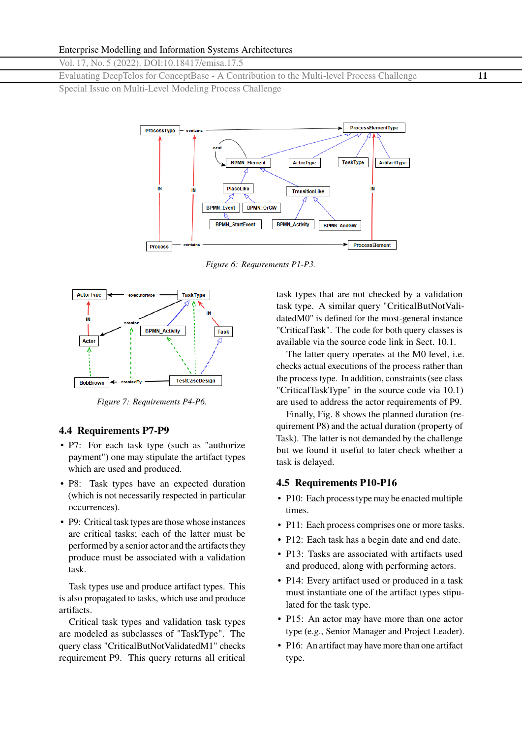Figure 6: Requirements P1-P3.

Figure 7: Requirements P4-P6.

## 4.4 Requirements P7-P9

- P7: For each task type (such as "authorize payment") one may stipulate the artifact types which are used and produced.
- P8: Task types have an expected duration (which is not necessarily respected in particular occurrences).
- P9: Critical task types are those whose instances are critical tasks; each of the latter must be performed by a senior actor and the artifacts they produce must be associated with a validation task.

Task types use and produce artifact types. This is also propagated to tasks, which use and produce artifacts.

Critical task types and validation task types are modeled as subclasses of "TaskType". The query class "CriticalButNotValidatedM1" checks requirement P9. This query returns all critical task types that are not checked by a validation task type. A similar query "CriticalButNotValidatedM0" is defined for the most-general instance "CriticalTask". The code for both query classes is available via the source code link in Sect. 10.1.

The latter query operates at the M0 level, i.e. checks actual executions of the process rather than the process type. In addition, constraints (see class "CriticalTaskType" in the source code via 10.1) are used to address the actor requirements of P9.

Finally, Fig. 8 shows the planned duration (requirement P8) and the actual duration (property of Task). The latter is not demanded by the challenge but we found it useful to later check whether a task is delayed.

## 4.5 Requirements P10-P16

- P10: Each process type may be enacted multiple times.
- P11: Each process comprises one or more tasks.
- P12: Each task has a begin date and end date.
- P13: Tasks are associated with artifacts used and produced, along with performing actors.
- P14: Every artifact used or produced in a task must instantiate one of the artifact types stipulated for the task type.
- P15: An actor may have more than one actor type (e.g., Senior Manager and Project Leader).
- P16: An artifact may have more than one artifact type.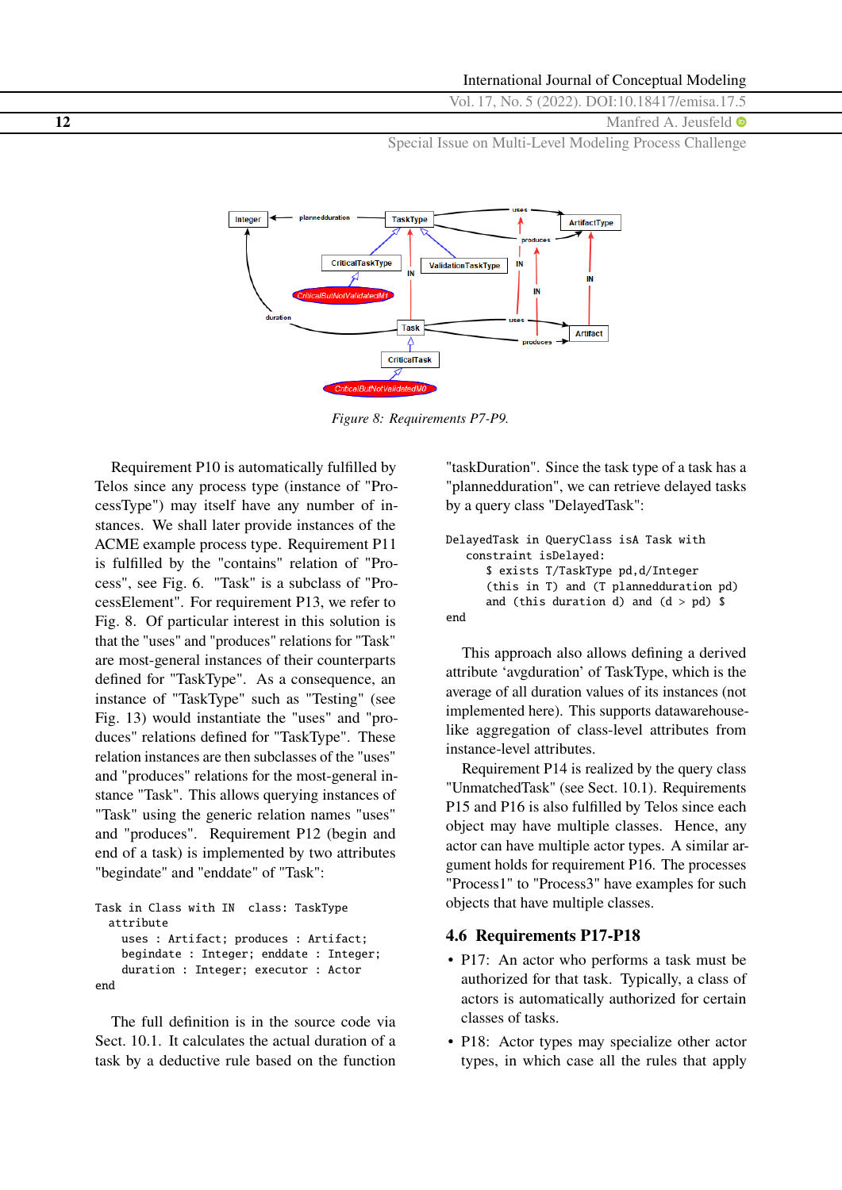*Figure 8: Requirements P7-P9.*

Requirement P10 is automatically fulfilled by Telos since any process type (instance of "ProcessType") may itself have any number of instances. We shall later provide instances of the ACME example process type. Requirement P11 is fulfilled by the "contains" relation of "Process", see Fig. 6. "Task" is a subclass of "ProcessElement". For requirement P13, we refer to Fig. 8. Of particular interest in this solution is that the "uses" and "produces" relations for "Task" are most-general instances of their counterparts defined for "TaskType". As a consequence, an instance of "TaskType" such as "Testing" (see Fig. 13) would instantiate the "uses" and "produces" relations defined for "TaskType". These relation instances are then subclasses of the "uses" and "produces" relations for the most-general instance "Task". This allows querying instances of "Task" using the generic relation names "uses" and "produces". Requirement P12 (begin and end of a task) is implemented by two attributes "begindate" and "enddate" of "Task":

```
Task in Class with IN  class: TaskType
  attribute
    uses : Artifact; produces : Artifact;
    begindate : Integer; enddate : Integer;
    duration : Integer; executor : Actor
end
```

The full definition is in the source code via Sect. 10.1. It calculates the actual duration of a task by a deductive rule based on the function "taskDuration". Since the task type of a task has a "plannedduration", we can retrieve delayed tasks by a query class "DelayedTask":

```
DelayedTask in QueryClass isA Task with
   constraint isDelayed:
      $ exists T/TaskType pd,d/Integer
      (this in T) and (T plannedduration pd)
      and (this duration d) and (d > pd) $
end
```

This approach also allows defining a derived attribute 'avgduration' of TaskType, which is the average of all duration values of its instances (not implemented here). This supports datawarehouse-like aggregation of class-level attributes from instance-level attributes.

Requirement P14 is realized by the query class "UnmatchedTask" (see Sect. 10.1). Requirements P15 and P16 is also fulfilled by Telos since each object may have multiple classes. Hence, any actor can have multiple actor types. A similar argument holds for requirement P16. The processes "Process1" to "Process3" have examples for such objects that have multiple classes.

### 4.6 Requirements P17-P18

- P17: An actor who performs a task must be authorized for that task. Typically, a class of actors is automatically authorized for certain classes of tasks.
- P18: Actor types may specialize other actor types, in which case all the rules that apply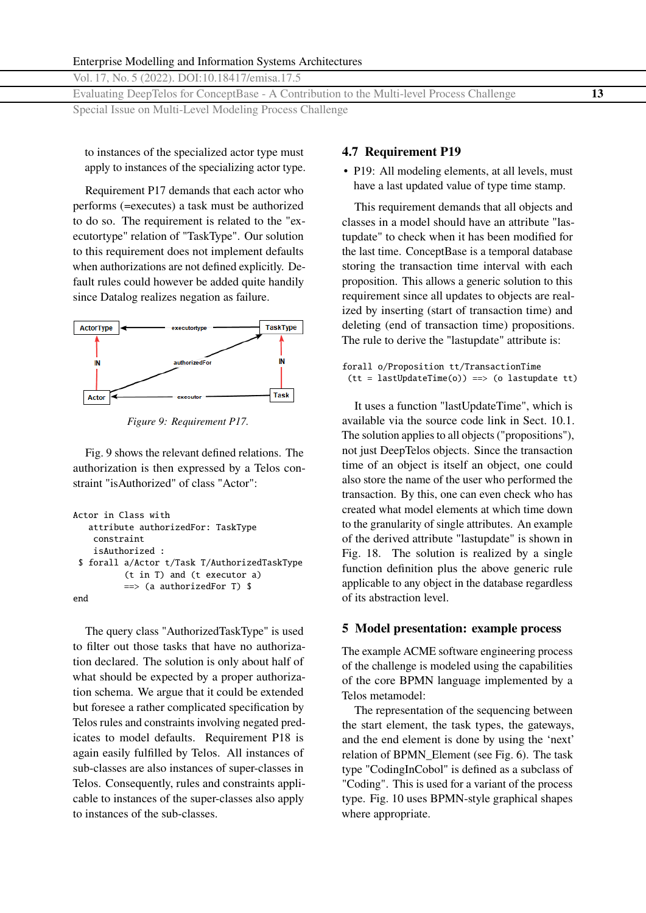to instances of the specialized actor type must apply to instances of the specializing actor type.

Requirement P17 demands that each actor who performs (=executes) a task must be authorized to do so. The requirement is related to the "executortype" relation of "TaskType". Our solution to this requirement does not implement defaults when authorizations are not defined explicitly. Default rules could however be added quite handily since Datalog realizes negation as failure.

*Figure 9: Requirement P17.*

Fig. 9 shows the relevant defined relations. The authorization is then expressed by a Telos constraint "isAuthorized" of class "Actor":

```
Actor in Class with
   attribute authorizedFor: TaskType
    constraint
    isAuthorized :
 $ forall a/Actor t/Task T/AuthorizedTaskType
          (t in T) and (t executor a)
          ==> (a authorizedFor T) $
end
```

The query class "AuthorizedTaskType" is used to filter out those tasks that have no authorization declared. The solution is only about half of what should be expected by a proper authorization schema. We argue that it could be extended but foresee a rather complicated specification by Telos rules and constraints involving negated predicates to model defaults. Requirement P18 is again easily fulfilled by Telos. All instances of sub-classes are also instances of super-classes in Telos. Consequently, rules and constraints applicable to instances of the super-classes also apply to instances of the sub-classes.

### 4.7 Requirement P19

- P19: All modeling elements, at all levels, must have a last updated value of type time stamp.

This requirement demands that all objects and classes in a model should have an attribute "lastupdate" to check when it has been modified for the last time. ConceptBase is a temporal database storing the transaction time interval with each proposition. This allows a generic solution to this requirement since all updates to objects are realized by inserting (start of transaction time) and deleting (end of transaction time) propositions. The rule to derive the "lastupdate" attribute is:

```
forall o/Proposition tt/TransactionTime
 (tt = lastUpdateTime(o)) ==> (o lastupdate tt)
```

It uses a function "lastUpdateTime", which is available via the source code link in Sect. 10.1. The solution applies to all objects ("propositions"), not just DeepTelos objects. Since the transaction time of an object is itself an object, one could also store the name of the user who performed the transaction. By this, one can even check who has created what model elements at which time down to the granularity of single attributes. An example of the derived attribute "lastupdate" is shown in Fig. 18. The solution is realized by a single function definition plus the above generic rule applicable to any object in the database regardless of its abstraction level.

## 5 Model presentation: example process

The example ACME software engineering process of the challenge is modeled using the capabilities of the core BPMN language implemented by a Telos metamodel:

The representation of the sequencing between the start element, the task types, the gateways, and the end element is done by using the 'next' relation of BPMN_Element (see Fig. 6). The task type "CodingInCobol" is defined as a subclass of "Coding". This is used for a variant of the process type. Fig. 10 uses BPMN-style graphical shapes where appropriate.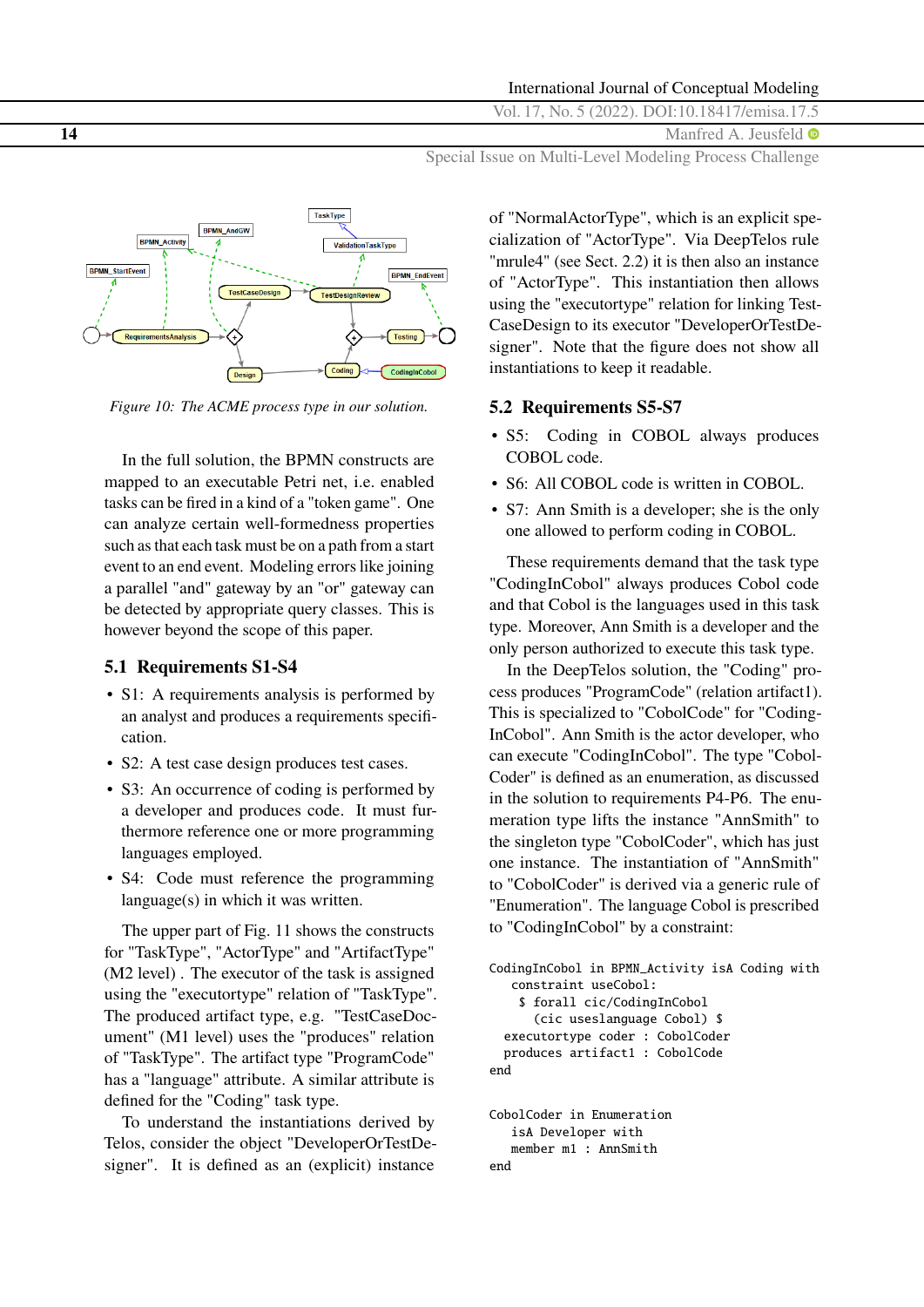*Figure 10: The ACME process type in our solution.*

In the full solution, the BPMN constructs are mapped to an executable Petri net, i.e. enabled tasks can be fired in a kind of a "token game". One can analyze certain well-formedness properties such as that each task must be on a path from a start event to an end event. Modeling errors like joining a parallel "and" gateway by an "or" gateway can be detected by appropriate query classes. This is however beyond the scope of this paper.

## 5.1 Requirements S1-S4

- S1: A requirements analysis is performed by an analyst and produces a requirements specification.
- S2: A test case design produces test cases.
- S3: An occurrence of coding is performed by a developer and produces code. It must furthermore reference one or more programming languages employed.
- S4: Code must reference the programming language(s) in which it was written.

The upper part of Fig. 11 shows the constructs for "TaskType", "ActorType" and "ArtifactType" (M2 level) . The executor of the task is assigned using the "executortype" relation of "TaskType". The produced artifact type, e.g. "TestCaseDocument" (M1 level) uses the "produces" relation of "TaskType". The artifact type "ProgramCode" has a "language" attribute. A similar attribute is defined for the "Coding" task type.

To understand the instantiations derived by Telos, consider the object "DeveloperOrTestDesigner". It is defined as an (explicit) instance of "NormalActorType", which is an explicit specialization of "ActorType". Via DeepTelos rule "mrule4" (see Sect. 2.2) it is then also an instance of "ActorType". This instantiation then allows using the "executortype" relation for linking TestCaseDesign to its executor "DeveloperOrTestDesigner". Note that the figure does not show all instantiations to keep it readable.

## 5.2 Requirements S5-S7

- S5: Coding in COBOL always produces COBOL code.
- S6: All COBOL code is written in COBOL.
- S7: Ann Smith is a developer; she is the only one allowed to perform coding in COBOL.

These requirements demand that the task type "CodingInCobol" always produces Cobol code and that Cobol is the languages used in this task type. Moreover, Ann Smith is a developer and the only person authorized to execute this task type.

In the DeepTelos solution, the "Coding" process produces "ProgramCode" (relation artifact1). This is specialized to "CobolCode" for "CodingInCobol". Ann Smith is the actor developer, who can execute "CodingInCobol". The type "CobolCoder" is defined as an enumeration, as discussed in the solution to requirements P4-P6. The enumeration type lifts the instance "AnnSmith" to the singleton type "CobolCoder", which has just one instance. The instantiation of "AnnSmith" to "CobolCoder" is derived via a generic rule of "Enumeration". The language Cobol is prescribed to "CodingInCobol" by a constraint:

```
CodingInCobol in BPMN_Activity isA Coding with
   constraint useCobol:
     $ forall cic/CodingInCobol
       (cic useslanguage Cobol) $
  executortype coder : CobolCoder
  produces artifact1 : CobolCode
end
```

```
CobolCoder in Enumeration
   isA Developer with
   member m1 : AnnSmith
end
```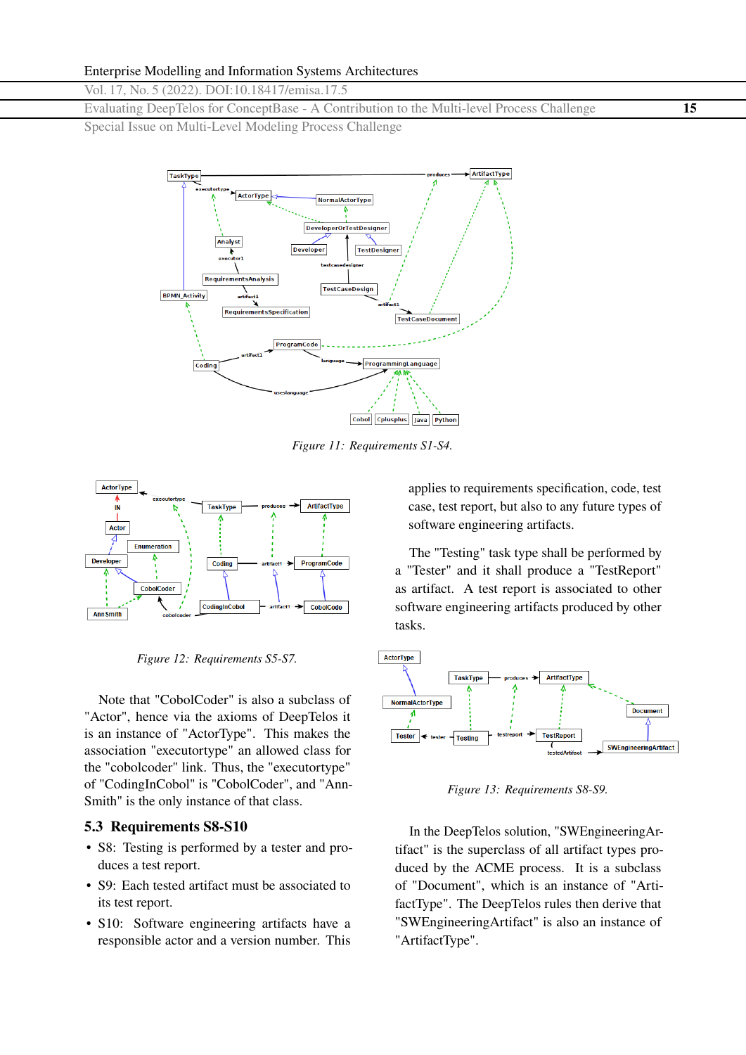Figure 11: Requirements S1-S4.

Figure 12: Requirements S5-S7.

Note that "CobolCoder" is also a subclass of "Actor", hence via the axioms of DeepTelos it is an instance of "ActorType". This makes the association "executortype" an allowed class for the "cobolcoder" link. Thus, the "executortype" of "CodingInCobol" is "CobolCoder", and "AnnSmith" is the only instance of that class.

## 5.3 Requirements S8-S10

- S8: Testing is performed by a tester and produces a test report.
- S9: Each tested artifact must be associated to its test report.
- S10: Software engineering artifacts have a responsible actor and a version number. This applies to requirements specification, code, test case, test report, but also to any future types of software engineering artifacts.

The "Testing" task type shall be performed by a "Tester" and it shall produce a "TestReport" as artifact. A test report is associated to other software engineering artifacts produced by other tasks.

Figure 13: Requirements S8-S9.

In the DeepTelos solution, "SWEngineeringArtifact" is the superclass of all artifact types produced by the ACME process. It is a subclass of "Document", which is an instance of "ArtifactType". The DeepTelos rules then derive that "SWEngineeringArtifact" is also an instance of "ArtifactType".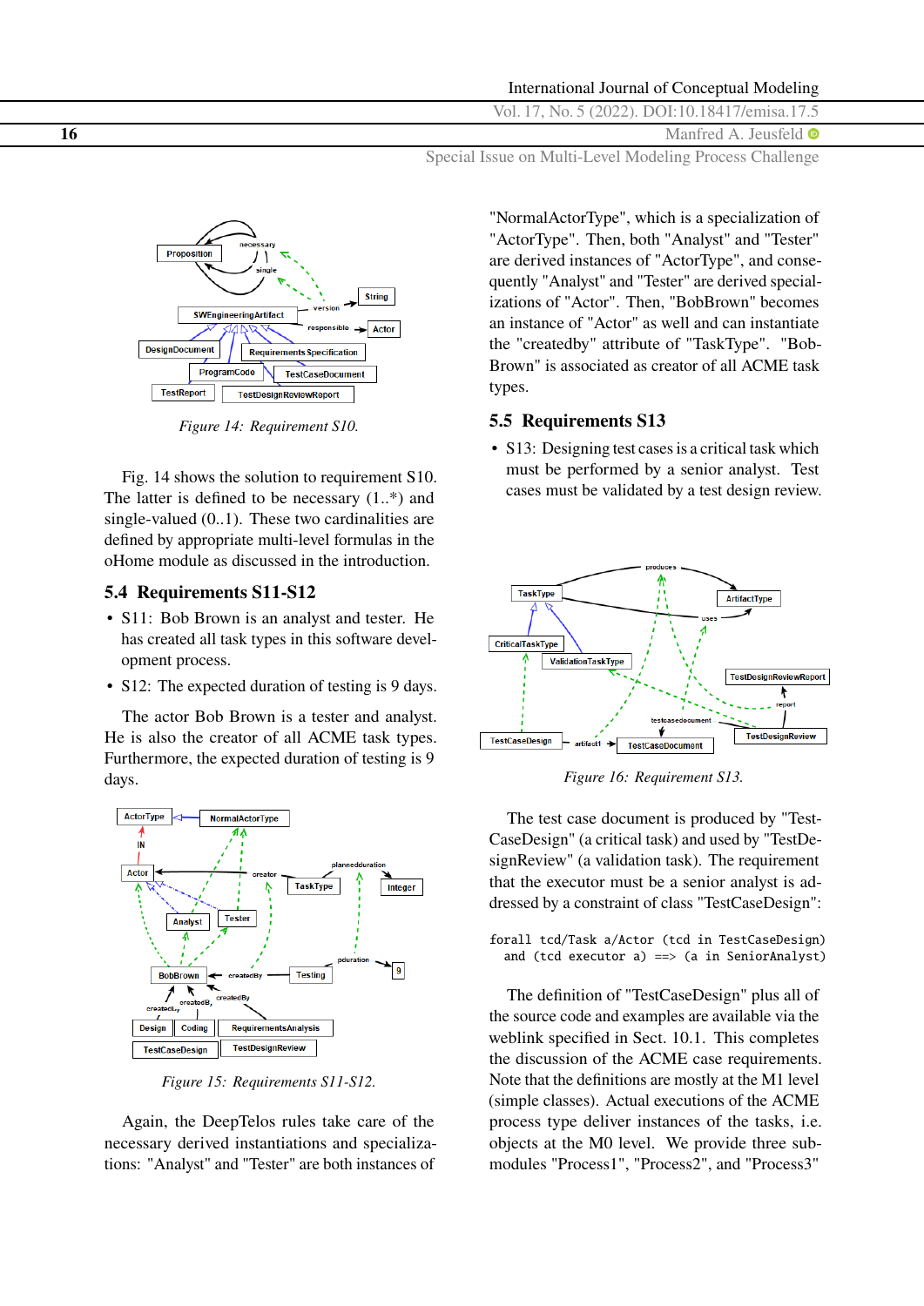Figure 14: Requirement S10.

Fig. 14 shows the solution to requirement S10. The latter is defined to be necessary (1..*) and single-valued (0..1). These two cardinalities are defined by appropriate multi-level formulas in the oHome module as discussed in the introduction.

## 5.4 Requirements S11-S12

- S11: Bob Brown is an analyst and tester. He has created all task types in this software development process.
- S12: The expected duration of testing is 9 days.

The actor Bob Brown is a tester and analyst. He is also the creator of all ACME task types. Furthermore, the expected duration of testing is 9 days.

Figure 15: Requirements S11-S12.

Again, the DeepTelos rules take care of the necessary derived instantiations and specializations: "Analyst" and "Tester" are both instances of "NormalActorType", which is a specialization of "ActorType". Then, both "Analyst" and "Tester" are derived instances of "ActorType", and consequently "Analyst" and "Tester" are derived specializations of "Actor". Then, "BobBrown" becomes an instance of "Actor" as well and can instantiate the "createdby" attribute of "TaskType". "BobBrown" is associated as creator of all ACME task types.

## 5.5 Requirements S13

- S13: Designing test cases is a critical task which must be performed by a senior analyst. Test cases must be validated by a test design review.

Figure 16: Requirement S13.

The test case document is produced by "TestCaseDesign" (a critical task) and used by "TestDesignReview" (a validation task). The requirement that the executor must be a senior analyst is addressed by a constraint of class "TestCaseDesign":

```
forall tcd/Task a/Actor (tcd in TestCaseDesign)
  and (tcd executor a) ==> (a in SeniorAnalyst)
```

The definition of "TestCaseDesign" plus all of the source code and examples are available via the weblink specified in Sect. 10.1. This completes the discussion of the ACME case requirements. Note that the definitions are mostly at the M1 level (simple classes). Actual executions of the ACME process type deliver instances of the tasks, i.e. objects at the M0 level. We provide three submodules "Process1", "Process2", and "Process3"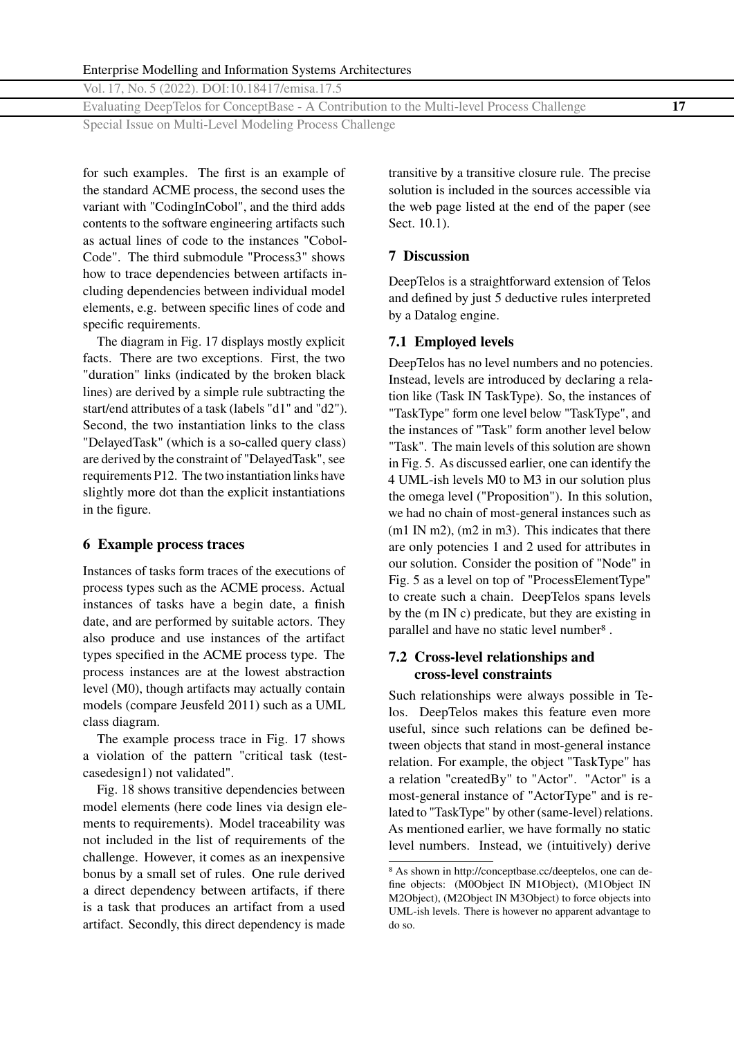for such examples. The first is an example of the standard ACME process, the second uses the variant with "CodingInCobol", and the third adds contents to the software engineering artifacts such as actual lines of code to the instances "Cobol-Code". The third submodule "Process3" shows how to trace dependencies between artifacts including dependencies between individual model elements, e.g. between specific lines of code and specific requirements.

The diagram in Fig. 17 displays mostly explicit facts. There are two exceptions. First, the two "duration" links (indicated by the broken black lines) are derived by a simple rule subtracting the start/end attributes of a task (labels "d1" and "d2"). Second, the two instantiation links to the class "DelayedTask" (which is a so-called query class) are derived by the constraint of "DelayedTask", see requirements P12. The two instantiation links have slightly more dot than the explicit instantiations in the figure.

## 6 Example process traces

Instances of tasks form traces of the executions of process types such as the ACME process. Actual instances of tasks have a begin date, a finish date, and are performed by suitable actors. They also produce and use instances of the artifact types specified in the ACME process type. The process instances are at the lowest abstraction level (M0), though artifacts may actually contain models (compare Jeusfeld 2011) such as a UML class diagram.

The example process trace in Fig. 17 shows a violation of the pattern "critical task (testcasedesign1) not validated".

Fig. 18 shows transitive dependencies between model elements (here code lines via design elements to requirements). Model traceability was not included in the list of requirements of the challenge. However, it comes as an inexpensive bonus by a small set of rules. One rule derived a direct dependency between artifacts, if there is a task that produces an artifact from a used artifact. Secondly, this direct dependency is made transitive by a transitive closure rule. The precise solution is included in the sources accessible via the web page listed at the end of the paper (see Sect. 10.1).

## 7 Discussion

DeepTelos is a straightforward extension of Telos and defined by just 5 deductive rules interpreted by a Datalog engine.

### 7.1 Employed levels

DeepTelos has no level numbers and no potencies. Instead, levels are introduced by declaring a relation like (Task IN TaskType). So, the instances of "TaskType" form one level below "TaskType", and the instances of "Task" form another level below "Task". The main levels of this solution are shown in Fig. 5. As discussed earlier, one can identify the 4 UML-ish levels M0 to M3 in our solution plus the omega level ("Proposition"). In this solution, we had no chain of most-general instances such as (m1 IN m2), (m2 in m3). This indicates that there are only potencies 1 and 2 used for attributes in our solution. Consider the position of "Node" in Fig. 5 as a level on top of "ProcessElementType" to create such a chain. DeepTelos spans levels by the (m IN c) predicate, but they are existing in parallel and have no static level number[8].

### 7.2 Cross-level relationships and cross-level constraints

Such relationships were always possible in Telos. DeepTelos makes this feature even more useful, since such relations can be defined between objects that stand in most-general instance relation. For example, the object "TaskType" has a relation "createdBy" to "Actor". "Actor" is a most-general instance of "ActorType" and is related to "TaskType" by other (same-level) relations. As mentioned earlier, we have formally no static level numbers. Instead, we (intuitively) derive

[8] As shown in http://conceptbase.cc/deeptelos, one can define objects: (M0Object IN M1Object), (M1Object IN M2Object), (M2Object IN M3Object) to force objects into UML-ish levels. There is however no apparent advantage to do so.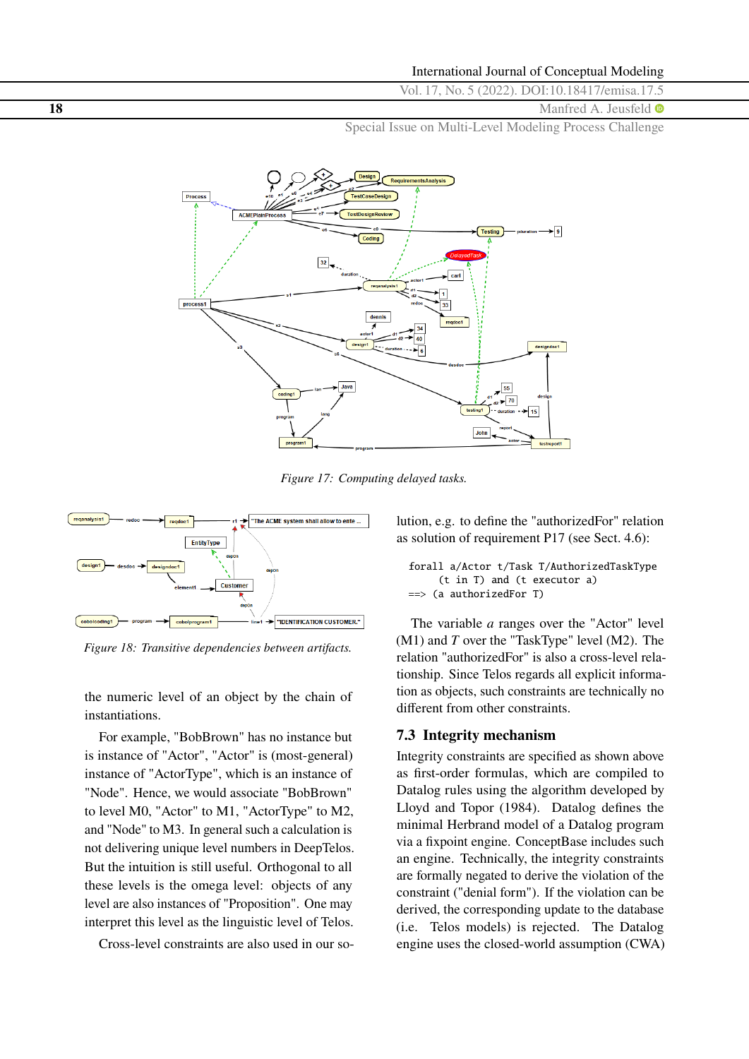*Figure 17: Computing delayed tasks.*

*Figure 18: Transitive dependencies between artifacts.*

the numeric level of an object by the chain of instantiations.

For example, "BobBrown" has no instance but is instance of "Actor", "Actor" is (most-general) instance of "ActorType", which is an instance of "Node". Hence, we would associate "BobBrown" to level M0, "Actor" to M1, "ActorType" to M2, and "Node" to M3. In general such a calculation is not delivering unique level numbers in DeepTelos. But the intuition is still useful. Orthogonal to all these levels is the omega level: objects of any level are also instances of "Proposition". One may interpret this level as the linguistic level of Telos.

Cross-level constraints are also used in our solution, e.g. to define the "authorizedFor" relation as solution of requirement P17 (see Sect. 4.6):

```
forall a/Actor t/Task T/AuthorizedTaskType
      (t in T) and (t executor a)
==> (a authorizedFor T)
```

The variable *a* ranges over the "Actor" level (M1) and *T* over the "TaskType" level (M2). The relation "authorizedFor" is also a cross-level relationship. Since Telos regards all explicit information as objects, such constraints are technically no different from other constraints.

## 7.3 Integrity mechanism

Integrity constraints are specified as shown above as first-order formulas, which are compiled to Datalog rules using the algorithm developed by Lloyd and Topor (1984). Datalog defines the minimal Herbrand model of a Datalog program via a fixpoint engine. ConceptBase includes such an engine. Technically, the integrity constraints are formally negated to derive the violation of the constraint ("denial form"). If the violation can be derived, the corresponding update to the database (i.e. Telos models) is rejected. The Datalog engine uses the closed-world assumption (CWA)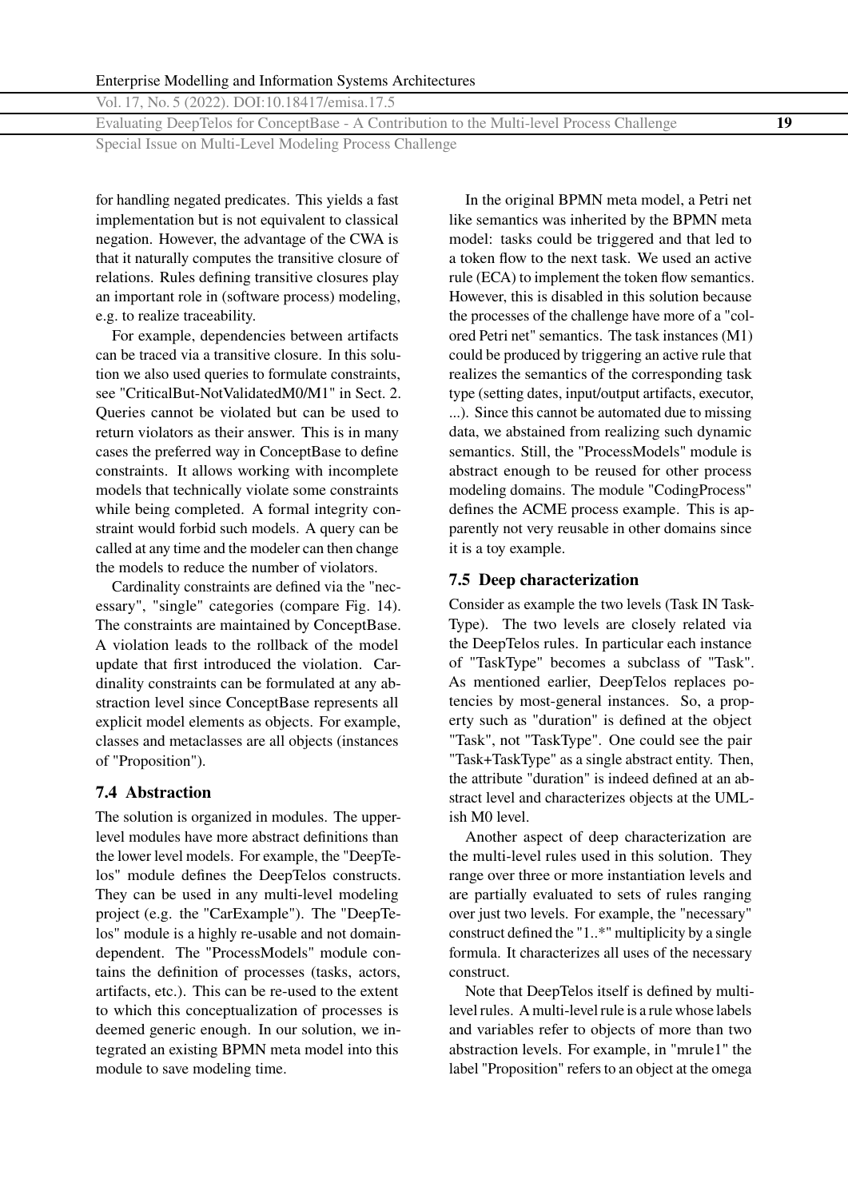for handling negated predicates. This yields a fast implementation but is not equivalent to classical negation. However, the advantage of the CWA is that it naturally computes the transitive closure of relations. Rules defining transitive closures play an important role in (software process) modeling, e.g. to realize traceability.

For example, dependencies between artifacts can be traced via a transitive closure. In this solution we also used queries to formulate constraints, see "CriticalBut-NotValidatedM0/M1" in Sect. 2. Queries cannot be violated but can be used to return violators as their answer. This is in many cases the preferred way in ConceptBase to define constraints. It allows working with incomplete models that technically violate some constraints while being completed. A formal integrity constraint would forbid such models. A query can be called at any time and the modeler can then change the models to reduce the number of violators.

Cardinality constraints are defined via the "necessary", "single" categories (compare Fig. 14). The constraints are maintained by ConceptBase. A violation leads to the rollback of the model update that first introduced the violation. Cardinality constraints can be formulated at any abstraction level since ConceptBase represents all explicit model elements as objects. For example, classes and metaclasses are all objects (instances of "Proposition").

### 7.4 Abstraction

The solution is organized in modules. The upper-level modules have more abstract definitions than the lower level models. For example, the "DeepTelos" module defines the DeepTelos constructs. They can be used in any multi-level modeling project (e.g. the "CarExample"). The "DeepTelos" module is a highly re-usable and not domain-dependent. The "ProcessModels" module contains the definition of processes (tasks, actors, artifacts, etc.). This can be re-used to the extent to which this conceptualization of processes is deemed generic enough. In our solution, we integrated an existing BPMN meta model into this module to save modeling time.

In the original BPMN meta model, a Petri net like semantics was inherited by the BPMN meta model: tasks could be triggered and that led to a token flow to the next task. We used an active rule (ECA) to implement the token flow semantics. However, this is disabled in this solution because the processes of the challenge have more of a "colored Petri net" semantics. The task instances (M1) could be produced by triggering an active rule that realizes the semantics of the corresponding task type (setting dates, input/output artifacts, executor, ...). Since this cannot be automated due to missing data, we abstained from realizing such dynamic semantics. Still, the "ProcessModels" module is abstract enough to be reused for other process modeling domains. The module "CodingProcess" defines the ACME process example. This is apparently not very reusable in other domains since it is a toy example.

### 7.5 Deep characterization

Consider as example the two levels (Task IN TaskType). The two levels are closely related via the DeepTelos rules. In particular each instance of "TaskType" becomes a subclass of "Task". As mentioned earlier, DeepTelos replaces potencies by most-general instances. So, a property such as "duration" is defined at the object "Task", not "TaskType". One could see the pair "Task+TaskType" as a single abstract entity. Then, the attribute "duration" is indeed defined at an abstract level and characterizes objects at the UML-ish M0 level.

Another aspect of deep characterization are the multi-level rules used in this solution. They range over three or more instantiation levels and are partially evaluated to sets of rules ranging over just two levels. For example, the "necessary" construct defined the "1..*" multiplicity by a single formula. It characterizes all uses of the necessary construct.

Note that DeepTelos itself is defined by multi-level rules. A multi-level rule is a rule whose labels and variables refer to objects of more than two abstraction levels. For example, in "mrule1" the label "Proposition" refers to an object at the omega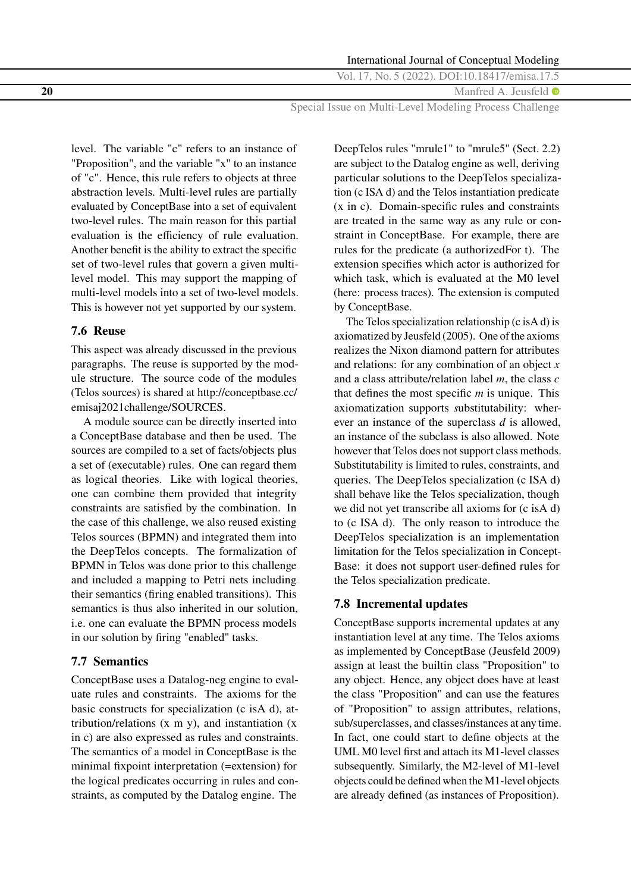level. The variable "c" refers to an instance of "Proposition", and the variable "x" to an instance of "c". Hence, this rule refers to objects at three abstraction levels. Multi-level rules are partially evaluated by ConceptBase into a set of equivalent two-level rules. The main reason for this partial evaluation is the efficiency of rule evaluation. Another benefit is the ability to extract the specific set of two-level rules that govern a given multi-level model. This may support the mapping of multi-level models into a set of two-level models. This is however not yet supported by our system.

### 7.6 Reuse

This aspect was already discussed in the previous paragraphs. The reuse is supported by the module structure. The source code of the modules (Telos sources) is shared at http://conceptbase.cc/emisaj2021challenge/SOURCES.

A module source can be directly inserted into a ConceptBase database and then be used. The sources are compiled to a set of facts/objects plus a set of (executable) rules. One can regard them as logical theories. Like with logical theories, one can combine them provided that integrity constraints are satisfied by the combination. In the case of this challenge, we also reused existing Telos sources (BPMN) and integrated them into the DeepTelos concepts. The formalization of BPMN in Telos was done prior to this challenge and included a mapping to Petri nets including their semantics (firing enabled transitions). This semantics is thus also inherited in our solution, i.e. one can evaluate the BPMN process models in our solution by firing "enabled" tasks.

### 7.7 Semantics

ConceptBase uses a Datalog-neg engine to evaluate rules and constraints. The axioms for the basic constructs for specialization (c isA d), attribution/relations (x m y), and instantiation (x in c) are also expressed as rules and constraints. The semantics of a model in ConceptBase is the minimal fixpoint interpretation (=extension) for the logical predicates occurring in rules and constraints, as computed by the Datalog engine. The DeepTelos rules "mrule1" to "mrule5" (Sect. 2.2) are subject to the Datalog engine as well, deriving particular solutions to the DeepTelos specialization (c ISA d) and the Telos instantiation predicate (x in c). Domain-specific rules and constraints are treated in the same way as any rule or constraint in ConceptBase. For example, there are rules for the predicate (a authorizedFor t). The extension specifies which actor is authorized for which task, which is evaluated at the M0 level (here: process traces). The extension is computed by ConceptBase.

The Telos specialization relationship (c isA d) is axiomatized by Jeusfeld (2005). One of the axioms realizes the Nixon diamond pattern for attributes and relations: for any combination of an object *x* and a class attribute/relation label *m*, the class *c* that defines the most specific *m* is unique. This axiomatization supports *s*ubstitutability: wherever an instance of the superclass *d* is allowed, an instance of the subclass is also allowed. Note however that Telos does not support class methods. Substitutability is limited to rules, constraints, and queries. The DeepTelos specialization (c ISA d) shall behave like the Telos specialization, though we did not yet transcribe all axioms for (c isA d) to (c ISA d). The only reason to introduce the DeepTelos specialization is an implementation limitation for the Telos specialization in ConceptBase: it does not support user-defined rules for the Telos specialization predicate.

### 7.8 Incremental updates

ConceptBase supports incremental updates at any instantiation level at any time. The Telos axioms as implemented by ConceptBase (Jeusfeld 2009) assign at least the builtin class "Proposition" to any object. Hence, any object does have at least the class "Proposition" and can use the features of "Proposition" to assign attributes, relations, sub/superclasses, and classes/instances at any time. In fact, one could start to define objects at the UML M0 level first and attach its M1-level classes subsequently. Similarly, the M2-level of M1-level objects could be defined when the M1-level objects are already defined (as instances of Proposition).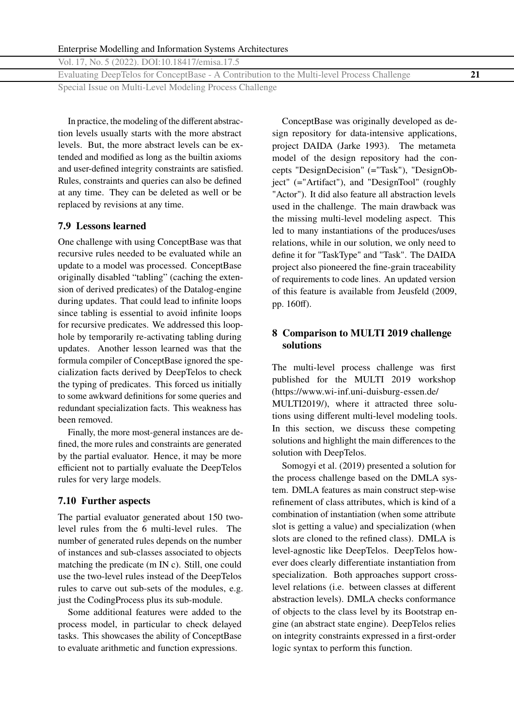In practice, the modeling of the different abstraction levels usually starts with the more abstract levels. But, the more abstract levels can be extended and modified as long as the builtin axioms and user-defined integrity constraints are satisfied. Rules, constraints and queries can also be defined at any time. They can be deleted as well or be replaced by revisions at any time.

### 7.9 Lessons learned

One challenge with using ConceptBase was that recursive rules needed to be evaluated while an update to a model was processed. ConceptBase originally disabled "tabling" (caching the extension of derived predicates) of the Datalog-engine during updates. That could lead to infinite loops since tabling is essential to avoid infinite loops for recursive predicates. We addressed this loophole by temporarily re-activating tabling during updates. Another lesson learned was that the formula compiler of ConceptBase ignored the specialization facts derived by DeepTelos to check the typing of predicates. This forced us initially to some awkward definitions for some queries and redundant specialization facts. This weakness has been removed.

Finally, the more most-general instances are defined, the more rules and constraints are generated by the partial evaluator. Hence, it may be more efficient not to partially evaluate the DeepTelos rules for very large models.

### 7.10 Further aspects

The partial evaluator generated about 150 two-level rules from the 6 multi-level rules. The number of generated rules depends on the number of instances and sub-classes associated to objects matching the predicate (m IN c). Still, one could use the two-level rules instead of the DeepTelos rules to carve out sub-sets of the modules, e.g. just the CodingProcess plus its sub-module.

Some additional features were added to the process model, in particular to check delayed tasks. This showcases the ability of ConceptBase to evaluate arithmetic and function expressions.

ConceptBase was originally developed as design repository for data-intensive applications, project DAIDA (Jarke 1993). The metameta model of the design repository had the concepts "DesignDecision" (="Task"), "DesignObject" (="Artifact"), and "DesignTool" (roughly "Actor"). It did also feature all abstraction levels used in the challenge. The main drawback was the missing multi-level modeling aspect. This led to many instantiations of the produces/uses relations, while in our solution, we only need to define it for "TaskType" and "Task". The DAIDA project also pioneered the fine-grain traceability of requirements to code lines. An updated version of this feature is available from Jeusfeld (2009, pp. 160ff).

## 8 Comparison to MULTI 2019 challenge solutions

The multi-level process challenge was first published for the MULTI 2019 workshop (https://www.wi-inf.uni-duisburg-essen.de/MULTI2019/), where it attracted three solutions using different multi-level modeling tools. In this section, we discuss these competing solutions and highlight the main differences to the solution with DeepTelos.

Somogyi et al. (2019) presented a solution for the process challenge based on the DMLA system. DMLA features as main construct step-wise refinement of class attributes, which is kind of a combination of instantiation (when some attribute slot is getting a value) and specialization (when slots are cloned to the refined class). DMLA is level-agnostic like DeepTelos. DeepTelos however does clearly differentiate instantiation from specialization. Both approaches support cross-level relations (i.e. between classes at different abstraction levels). DMLA checks conformance of objects to the class level by its Bootstrap engine (an abstract state engine). DeepTelos relies on integrity constraints expressed in a first-order logic syntax to perform this function.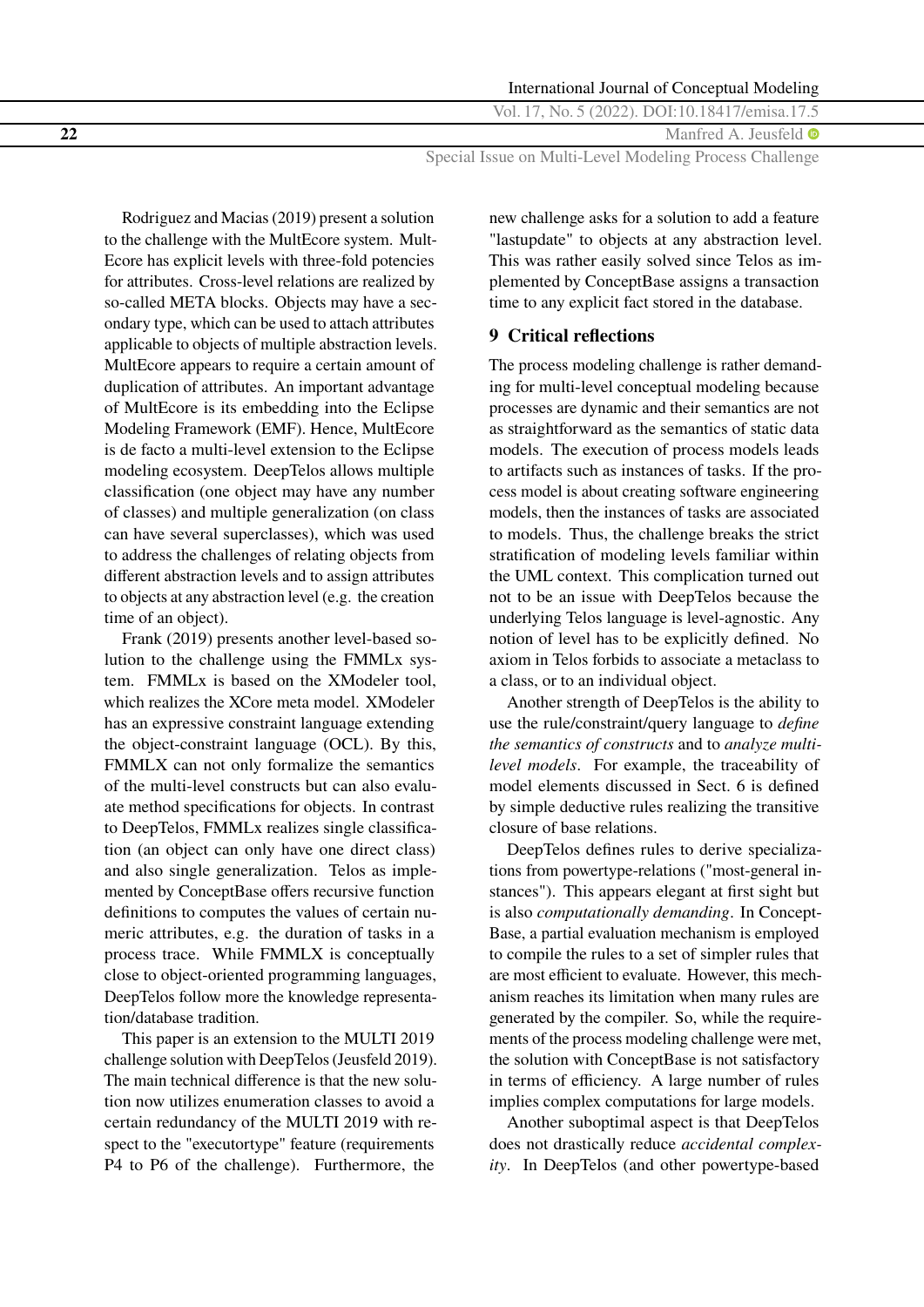Rodriguez and Macias (2019) present a solution to the challenge with the MultEcore system. MultEcore has explicit levels with three-fold potencies for attributes. Cross-level relations are realized by so-called META blocks. Objects may have a secondary type, which can be used to attach attributes applicable to objects of multiple abstraction levels. MultEcore appears to require a certain amount of duplication of attributes. An important advantage of MultEcore is its embedding into the Eclipse Modeling Framework (EMF). Hence, MultEcore is de facto a multi-level extension to the Eclipse modeling ecosystem. DeepTelos allows multiple classification (one object may have any number of classes) and multiple generalization (on class can have several superclasses), which was used to address the challenges of relating objects from different abstraction levels and to assign attributes to objects at any abstraction level (e.g. the creation time of an object).

Frank (2019) presents another level-based solution to the challenge using the FMMLx system. FMMLx is based on the XModeler tool, which realizes the XCore meta model. XModeler has an expressive constraint language extending the object-constraint language (OCL). By this, FMMLX can not only formalize the semantics of the multi-level constructs but can also evaluate method specifications for objects. In contrast to DeepTelos, FMMLx realizes single classification (an object can only have one direct class) and also single generalization. Telos as implemented by ConceptBase offers recursive function definitions to computes the values of certain numeric attributes, e.g. the duration of tasks in a process trace. While FMMLX is conceptually close to object-oriented programming languages, DeepTelos follow more the knowledge representation/database tradition.

This paper is an extension to the MULTI 2019 challenge solution with DeepTelos (Jeusfeld 2019). The main technical difference is that the new solution now utilizes enumeration classes to avoid a certain redundancy of the MULTI 2019 with respect to the "executortype" feature (requirements P4 to P6 of the challenge). Furthermore, the new challenge asks for a solution to add a feature "lastupdate" to objects at any abstraction level. This was rather easily solved since Telos as implemented by ConceptBase assigns a transaction time to any explicit fact stored in the database.

## 9 Critical reflections

The process modeling challenge is rather demanding for multi-level conceptual modeling because processes are dynamic and their semantics are not as straightforward as the semantics of static data models. The execution of process models leads to artifacts such as instances of tasks. If the process model is about creating software engineering models, then the instances of tasks are associated to models. Thus, the challenge breaks the strict stratification of modeling levels familiar within the UML context. This complication turned out not to be an issue with DeepTelos because the underlying Telos language is level-agnostic. Any notion of level has to be explicitly defined. No axiom in Telos forbids to associate a metaclass to a class, or to an individual object.

Another strength of DeepTelos is the ability to use the rule/constraint/query language to *define the semantics of constructs* and to *analyze multi-level models*. For example, the traceability of model elements discussed in Sect. 6 is defined by simple deductive rules realizing the transitive closure of base relations.

DeepTelos defines rules to derive specializations from powertype-relations ("most-general instances"). This appears elegant at first sight but is also *computationally demanding*. In ConceptBase, a partial evaluation mechanism is employed to compile the rules to a set of simpler rules that are most efficient to evaluate. However, this mechanism reaches its limitation when many rules are generated by the compiler. So, while the requirements of the process modeling challenge were met, the solution with ConceptBase is not satisfactory in terms of efficiency. A large number of rules implies complex computations for large models.

Another suboptimal aspect is that DeepTelos does not drastically reduce *accidental complexity*. In DeepTelos (and other powertype-based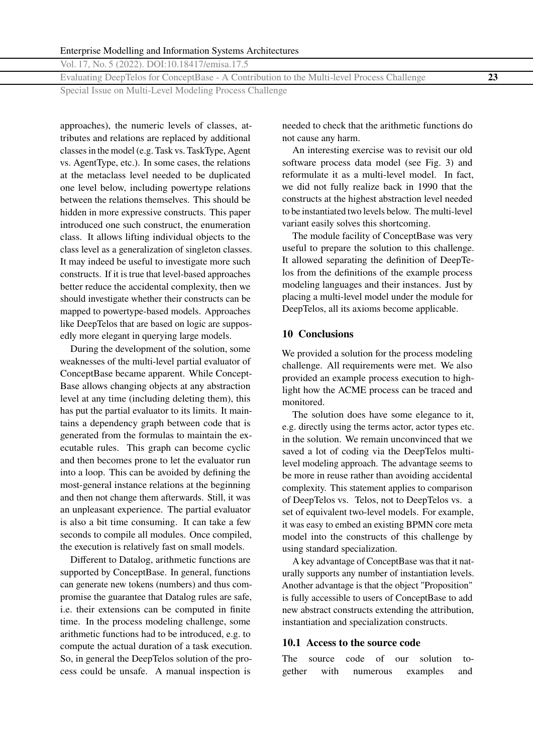approaches), the numeric levels of classes, attributes and relations are replaced by additional classes in the model (e.g. Task vs. TaskType, Agent vs. AgentType, etc.). In some cases, the relations at the metaclass level needed to be duplicated one level below, including powertype relations between the relations themselves. This should be hidden in more expressive constructs. This paper introduced one such construct, the enumeration class. It allows lifting individual objects to the class level as a generalization of singleton classes. It may indeed be useful to investigate more such constructs. If it is true that level-based approaches better reduce the accidental complexity, then we should investigate whether their constructs can be mapped to powertype-based models. Approaches like DeepTelos that are based on logic are supposedly more elegant in querying large models.

During the development of the solution, some weaknesses of the multi-level partial evaluator of ConceptBase became apparent. While ConceptBase allows changing objects at any abstraction level at any time (including deleting them), this has put the partial evaluator to its limits. It maintains a dependency graph between code that is generated from the formulas to maintain the executable rules. This graph can become cyclic and then becomes prone to let the evaluator run into a loop. This can be avoided by defining the most-general instance relations at the beginning and then not change them afterwards. Still, it was an unpleasant experience. The partial evaluator is also a bit time consuming. It can take a few seconds to compile all modules. Once compiled, the execution is relatively fast on small models.

Different to Datalog, arithmetic functions are supported by ConceptBase. In general, functions can generate new tokens (numbers) and thus compromise the guarantee that Datalog rules are safe, i.e. their extensions can be computed in finite time. In the process modeling challenge, some arithmetic functions had to be introduced, e.g. to compute the actual duration of a task execution. So, in general the DeepTelos solution of the process could be unsafe. A manual inspection is needed to check that the arithmetic functions do not cause any harm.

An interesting exercise was to revisit our old software process data model (see Fig. 3) and reformulate it as a multi-level model. In fact, we did not fully realize back in 1990 that the constructs at the highest abstraction level needed to be instantiated two levels below. The multi-level variant easily solves this shortcoming.

The module facility of ConceptBase was very useful to prepare the solution to this challenge. It allowed separating the definition of DeepTelos from the definitions of the example process modeling languages and their instances. Just by placing a multi-level model under the module for DeepTelos, all its axioms become applicable.

## 10 Conclusions

We provided a solution for the process modeling challenge. All requirements were met. We also provided an example process execution to highlight how the ACME process can be traced and monitored.

The solution does have some elegance to it, e.g. directly using the terms actor, actor types etc. in the solution. We remain unconvinced that we saved a lot of coding via the DeepTelos multi-level modeling approach. The advantage seems to be more in reuse rather than avoiding accidental complexity. This statement applies to comparison of DeepTelos vs. Telos, not to DeepTelos vs. a set of equivalent two-level models. For example, it was easy to embed an existing BPMN core meta model into the constructs of this challenge by using standard specialization.

A key advantage of ConceptBase was that it naturally supports any number of instantiation levels. Another advantage is that the object "Proposition" is fully accessible to users of ConceptBase to add new abstract constructs extending the attribution, instantiation and specialization constructs.

### 10.1 Access to the source code

The source code of our solution together with numerous examples and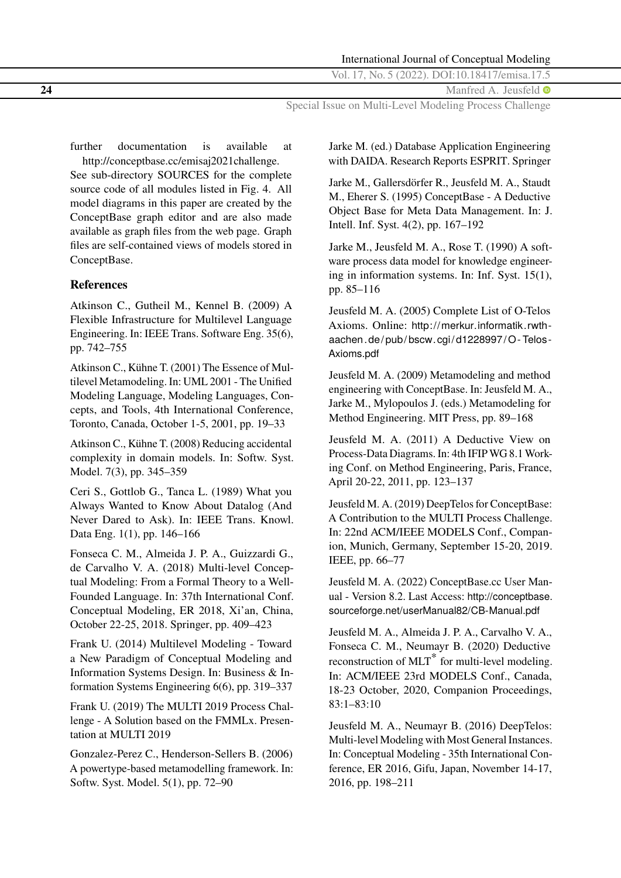further documentation is available at http://conceptbase.cc/emisaj2021challenge. See sub-directory SOURCES for the complete source code of all modules listed in Fig. 4. All model diagrams in this paper are created by the ConceptBase graph editor and are also made available as graph files from the web page. Graph files are self-contained views of models stored in ConceptBase.

### References

Atkinson C., Gutheil M., Kennel B. (2009) A Flexible Infrastructure for Multilevel Language Engineering. In: IEEE Trans. Software Eng. 35(6), pp. 742–755

Atkinson C., Kühne T. (2001) The Essence of Multilevel Metamodeling. In: UML 2001 - The Unified Modeling Language, Modeling Languages, Concepts, and Tools, 4th International Conference, Toronto, Canada, October 1-5, 2001, pp. 19–33

Atkinson C., Kühne T. (2008) Reducing accidental complexity in domain models. In: Softw. Syst. Model. 7(3), pp. 345–359

Ceri S., Gottlob G., Tanca L. (1989) What you Always Wanted to Know About Datalog (And Never Dared to Ask). In: IEEE Trans. Knowl. Data Eng. 1(1), pp. 146–166

Fonseca C. M., Almeida J. P. A., Guizzardi G., de Carvalho V. A. (2018) Multi-level Conceptual Modeling: From a Formal Theory to a Well-Founded Language. In: 37th International Conf. Conceptual Modeling, ER 2018, Xi'an, China, October 22-25, 2018. Springer, pp. 409–423

Frank U. (2014) Multilevel Modeling - Toward a New Paradigm of Conceptual Modeling and Information Systems Design. In: Business & Information Systems Engineering 6(6), pp. 319–337

Frank U. (2019) The MULTI 2019 Process Challenge - A Solution based on the FMMLx. Presentation at MULTI 2019

Gonzalez-Perez C., Henderson-Sellers B. (2006) A powertype-based metamodelling framework. In: Softw. Syst. Model. 5(1), pp. 72–90

Jarke M. (ed.) Database Application Engineering with DAIDA. Research Reports ESPRIT. Springer

Jarke M., Gallersdörfer R., Jeusfeld M. A., Staudt M., Eherer S. (1995) ConceptBase - A Deductive Object Base for Meta Data Management. In: J. Intell. Inf. Syst. 4(2), pp. 167–192

Jarke M., Jeusfeld M. A., Rose T. (1990) A software process data model for knowledge engineering in information systems. In: Inf. Syst. 15(1), pp. 85–116

Jeusfeld M. A. (2005) Complete List of O-Telos Axioms. Online: http://merkur.informatik.rwth-aachen.de/pub/bscw.cgi/d1228997/O-Telos-Axioms.pdf

Jeusfeld M. A. (2009) Metamodeling and method engineering with ConceptBase. In: Jeusfeld M. A., Jarke M., Mylopoulos J. (eds.) Metamodeling for Method Engineering. MIT Press, pp. 89–168

Jeusfeld M. A. (2011) A Deductive View on Process-Data Diagrams. In: 4th IFIP WG 8.1 Working Conf. on Method Engineering, Paris, France, April 20-22, 2011, pp. 123–137

Jeusfeld M. A. (2019) DeepTelos for ConceptBase: A Contribution to the MULTI Process Challenge. In: 22nd ACM/IEEE MODELS Conf., Companion, Munich, Germany, September 15-20, 2019. IEEE, pp. 66–77

Jeusfeld M. A. (2022) ConceptBase.cc User Manual - Version 8.2. Last Access: http://conceptbase.sourceforge.net/userManual82/CB-Manual.pdf

Jeusfeld M. A., Almeida J. P. A., Carvalho V. A., Fonseca C. M., Neumayr B. (2020) Deductive reconstruction of MLT* for multi-level modeling. In: ACM/IEEE 23rd MODELS Conf., Canada, 18-23 October, 2020, Companion Proceedings, 83:1–83:10

Jeusfeld M. A., Neumayr B. (2016) DeepTelos: Multi-level Modeling with Most General Instances. In: Conceptual Modeling - 35th International Conference, ER 2016, Gifu, Japan, November 14-17, 2016, pp. 198–211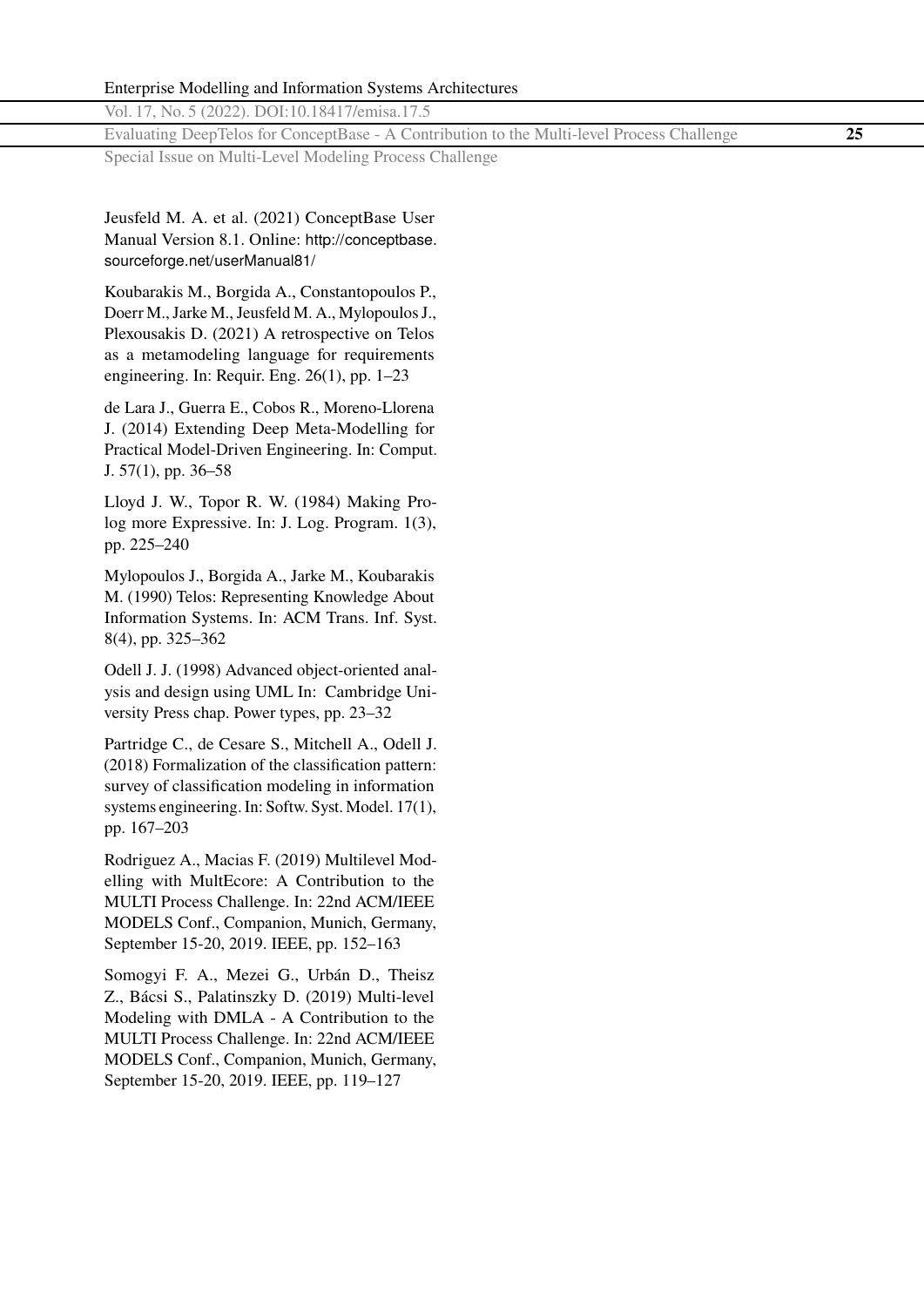Jeusfeld M. A. et al. (2021) ConceptBase User Manual Version 8.1. Online: http://conceptbase.sourceforge.net/userManual81/

Koubarakis M., Borgida A., Constantopoulos P., Doerr M., Jarke M., Jeusfeld M. A., Mylopoulos J., Plexousakis D. (2021) A retrospective on Telos as a metamodeling language for requirements engineering. In: Requir. Eng. 26(1), pp. 1–23

de Lara J., Guerra E., Cobos R., Moreno-Llorena J. (2014) Extending Deep Meta-Modelling for Practical Model-Driven Engineering. In: Comput. J. 57(1), pp. 36–58

Lloyd J. W., Topor R. W. (1984) Making Prolog more Expressive. In: J. Log. Program. 1(3), pp. 225–240

Mylopoulos J., Borgida A., Jarke M., Koubarakis M. (1990) Telos: Representing Knowledge About Information Systems. In: ACM Trans. Inf. Syst. 8(4), pp. 325–362

Odell J. J. (1998) Advanced object-oriented analysis and design using UML In: Cambridge University Press chap. Power types, pp. 23–32

Partridge C., de Cesare S., Mitchell A., Odell J. (2018) Formalization of the classification pattern: survey of classification modeling in information systems engineering. In: Softw. Syst. Model. 17(1), pp. 167–203

Rodriguez A., Macias F. (2019) Multilevel Modelling with MultEcore: A Contribution to the MULTI Process Challenge. In: 22nd ACM/IEEE MODELS Conf., Companion, Munich, Germany, September 15-20, 2019. IEEE, pp. 152–163

Somogyi F. A., Mezei G., Urbán D., Theisz Z., Bácsi S., Palatinszky D. (2019) Multi-level Modeling with DMLA - A Contribution to the MULTI Process Challenge. In: 22nd ACM/IEEE MODELS Conf., Companion, Munich, Germany, September 15-20, 2019. IEEE, pp. 119–127